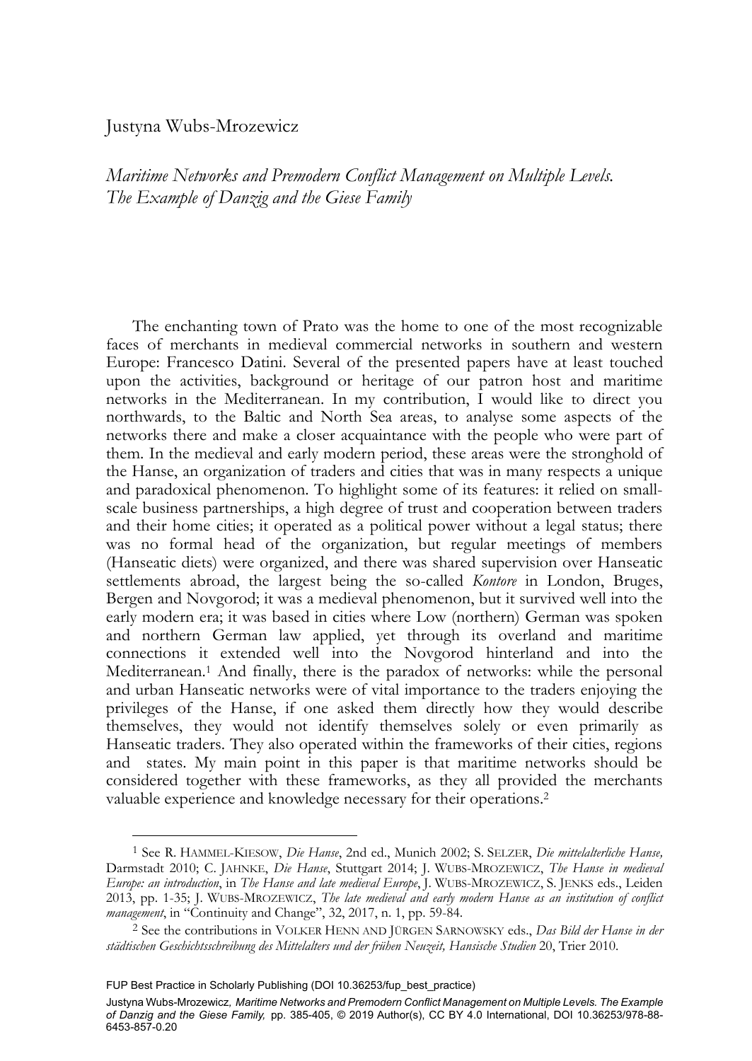Justyna Wubs-Mrozewicz

# *Maritime Networks and Premodern Conflict Management on Multiple Levels. The Example of Danzig and the Giese Family*

The enchanting town of Prato was the home to one of the most recognizable faces of merchants in medieval commercial networks in southern and western Europe: Francesco Datini. Several of the presented papers have at least touched upon the activities, background or heritage of our patron host and maritime networks in the Mediterranean. In my contribution, I would like to direct you northwards, to the Baltic and North Sea areas, to analyse some aspects of the networks there and make a closer acquaintance with the people who were part of them. In the medieval and early modern period, these areas were the stronghold of the Hanse, an organization of traders and cities that was in many respects a unique and paradoxical phenomenon. To highlight some of its features: it relied on small-scale business partnerships, a high degree of trust and cooperation between traders and their home cities; it operated as a political power without a legal status; there was no formal head of the organization, but regular meetings of members (Hanseatic diets) were organized, and there was shared supervision over Hanseatic settlements abroad, the largest being the so-called *Kontore* in London, Bruges, Bergen and Novgorod; it was a medieval phenomenon, but it survived well into the early modern era; it was based in cities where Low (northern) German was spoken and northern German law applied, yet through its overland and maritime connections it extended well into the Novgorod hinterland and into the Mediterranean.[1] And finally, there is the paradox of networks: while the personal and urban Hanseatic networks were of vital importance to the traders enjoying the privileges of the Hanse, if one asked them directly how they would describe themselves, they would not identify themselves solely or even primarily as Hanseatic traders. They also operated within the frameworks of their cities, regions and states. My main point in this paper is that maritime networks should be considered together with these frameworks, as they all provided the merchants valuable experience and knowledge necessary for their operations.[2]

---

[1] See R. Hammel-Kiesow, *Die Hanse*, 2nd ed., Munich 2002; S. Selzer, *Die mittelalterliche Hanse,* Darmstadt 2010; C. Jahnke, *Die Hanse*, Stuttgart 2014; J. Wubs-Mrozewicz, *The Hanse in medieval Europe: an introduction*, in *The Hanse and late medieval Europe*, J. Wubs-Mrozewicz, S. Jenks eds., Leiden 2013, pp. 1-35; J. Wubs-Mrozewicz, *The late medieval and early modern Hanse as an institution of conflict management*, in "Continuity and Change", 32, 2017, n. 1, pp. 59-84.

[2] See the contributions in Volker Henn and Jürgen Sarnowsky eds., *Das Bild der Hanse in der städtischen Geschichtsschreibung des Mittelalters und der frühen Neuzeit, Hansische Studien* 20, Trier 2010.

FUP Best Practice in Scholarly Publishing (DOI 10.36253/fup_best_practice)

Justyna Wubs-Mrozewicz, *Maritime Networks and Premodern Conflict Management on Multiple Levels. The Example of Danzig and the Giese Family,* pp. 385-405, © 2019 Author(s), CC BY 4.0 International, DOI 10.36253/978-88-6453-857-0.20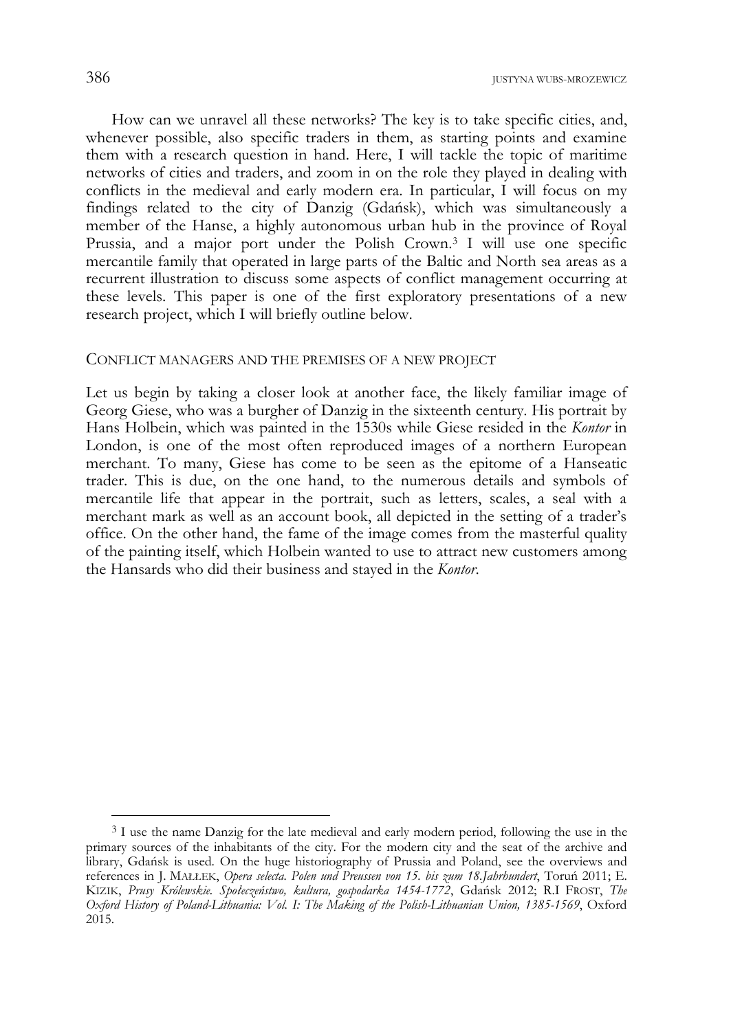How can we unravel all these networks? The key is to take specific cities, and, whenever possible, also specific traders in them, as starting points and examine them with a research question in hand. Here, I will tackle the topic of maritime networks of cities and traders, and zoom in on the role they played in dealing with conflicts in the medieval and early modern era. In particular, I will focus on my findings related to the city of Danzig (Gdańsk), which was simultaneously a member of the Hanse, a highly autonomous urban hub in the province of Royal Prussia, and a major port under the Polish Crown.[3] I will use one specific mercantile family that operated in large parts of the Baltic and North sea areas as a recurrent illustration to discuss some aspects of conflict management occurring at these levels. This paper is one of the first exploratory presentations of a new research project, which I will briefly outline below.

## CONFLICT MANAGERS AND THE PREMISES OF A NEW PROJECT

Let us begin by taking a closer look at another face, the likely familiar image of Georg Giese, who was a burgher of Danzig in the sixteenth century. His portrait by Hans Holbein, which was painted in the 1530s while Giese resided in the *Kontor* in London, is one of the most often reproduced images of a northern European merchant. To many, Giese has come to be seen as the epitome of a Hanseatic trader. This is due, on the one hand, to the numerous details and symbols of mercantile life that appear in the portrait, such as letters, scales, a seal with a merchant mark as well as an account book, all depicted in the setting of a trader's office. On the other hand, the fame of the image comes from the masterful quality of the painting itself, which Holbein wanted to use to attract new customers among the Hansards who did their business and stayed in the *Kontor*.

---

[3] I use the name Danzig for the late medieval and early modern period, following the use in the primary sources of the inhabitants of the city. For the modern city and the seat of the archive and library, Gdańsk is used. On the huge historiography of Prussia and Poland, see the overviews and references in J. MAŁŁEK, *Opera selecta. Polen und Preussen von 15. bis zum 18.Jahrhundert*, Toruń 2011; E. KIZIK, *Prusy Królewskie. Społeczeństwo, kultura, gospodarka 1454-1772*, Gdańsk 2012; R.I FROST, *The Oxford History of Poland-Lithuania: Vol. I: The Making of the Polish-Lithuanian Union, 1385-1569*, Oxford 2015.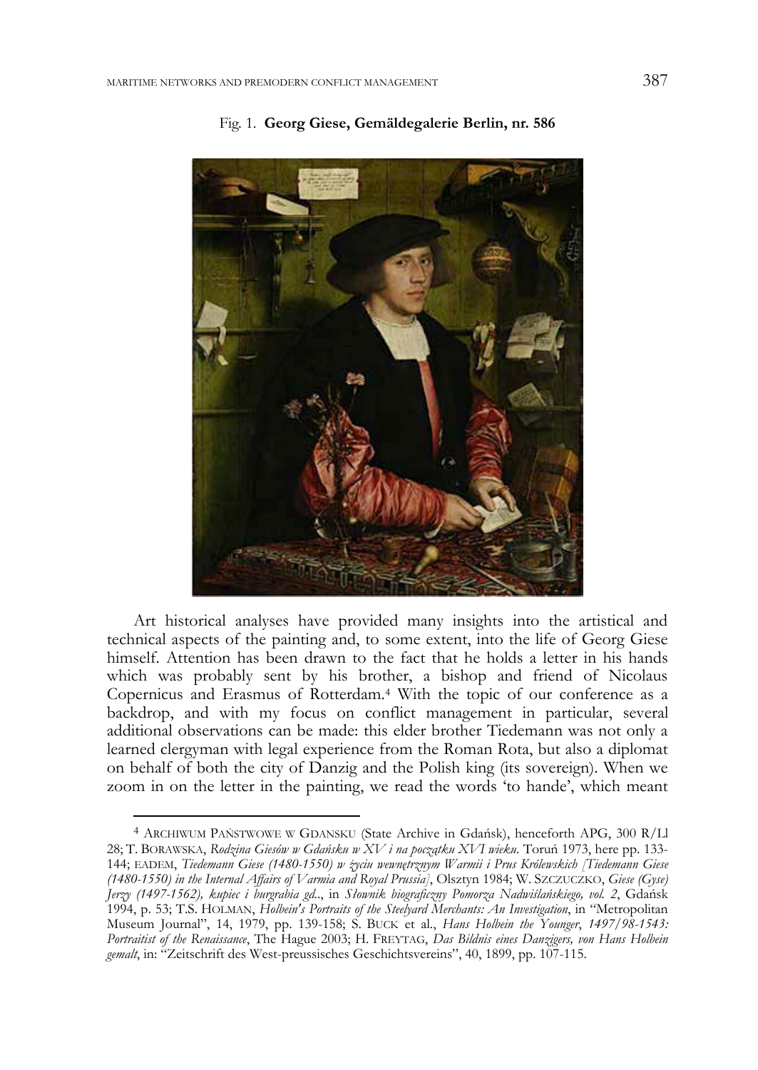Fig. 1. **Georg Giese, Gemäldegalerie Berlin, nr. 586**

Art historical analyses have provided many insights into the artistical and technical aspects of the painting and, to some extent, into the life of Georg Giese himself. Attention has been drawn to the fact that he holds a letter in his hands which was probably sent by his brother, a bishop and friend of Nicolaus Copernicus and Erasmus of Rotterdam.[4] With the topic of our conference as a backdrop, and with my focus on conflict management in particular, several additional observations can be made: this elder brother Tiedemann was not only a learned clergyman with legal experience from the Roman Rota, but also a diplomat on behalf of both the city of Danzig and the Polish king (its sovereign). When we zoom in on the letter in the painting, we read the words 'to hande', which meant

[4] ARCHIWUM PAŃSTWOWE W GDANSKU (State Archive in Gdańsk), henceforth APG, 300 R/Ll 28; T. BORAWSKA, *Rodzina Giesów w Gdańsku w XV i na początku XVI wieku*. Toruń 1973, here pp. 133-144; EADEM, *Tiedemann Giese (1480-1550) w życiu wewnętrznym Warmii i Prus Królewskich [Tiedemann Giese (1480-1550) in the Internal Affairs of Varmia and Royal Prussia]*, Olsztyn 1984; W. SZCZUCZKO, *Giese (Gyse) Jerzy (1497-1562), kupiec i burgrabia gd.*., in *Słownik biograficzny Pomorza Nadwiślańskiego, vol. 2*, Gdańsk 1994, p. 53; T.S. HOLMAN, *Holbein's Portraits of the Steelyard Merchants: An Investigation*, in "Metropolitan Museum Journal", 14, 1979, pp. 139-158; S. BUCK et al., *Hans Holbein the Younger, 1497/98-1543: Portraitist of the Renaissance*, The Hague 2003; H. FREYTAG, *Das Bildnis eines Danzigers, von Hans Holbein gemalt*, in: "Zeitschrift des West-preussisches Geschichtsvereins", 40, 1899, pp. 107-115.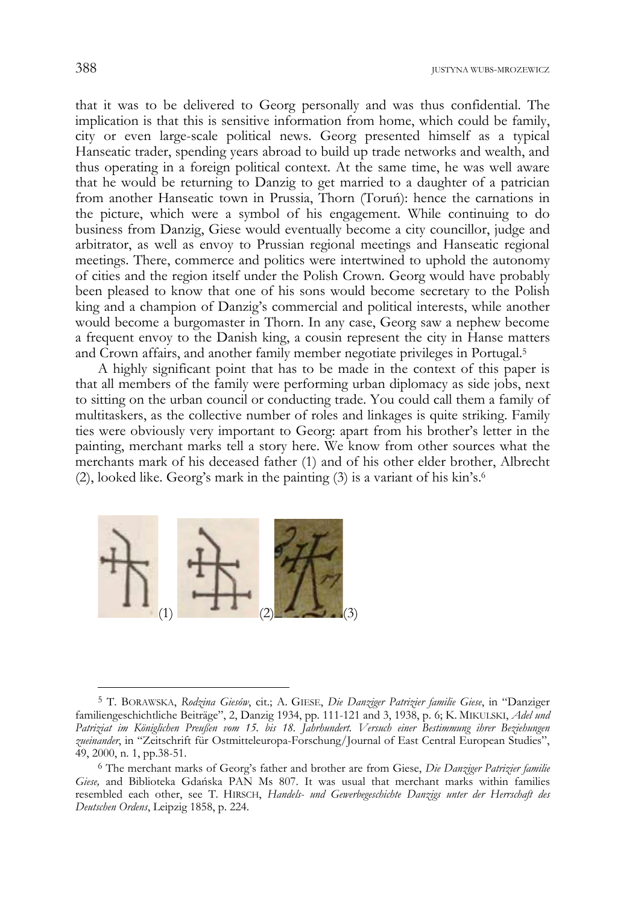that it was to be delivered to Georg personally and was thus confidential. The implication is that this is sensitive information from home, which could be family, city or even large-scale political news. Georg presented himself as a typical Hanseatic trader, spending years abroad to build up trade networks and wealth, and thus operating in a foreign political context. At the same time, he was well aware that he would be returning to Danzig to get married to a daughter of a patrician from another Hanseatic town in Prussia, Thorn (Toruń): hence the carnations in the picture, which were a symbol of his engagement. While continuing to do business from Danzig, Giese would eventually become a city councillor, judge and arbitrator, as well as envoy to Prussian regional meetings and Hanseatic regional meetings. There, commerce and politics were intertwined to uphold the autonomy of cities and the region itself under the Polish Crown. Georg would have probably been pleased to know that one of his sons would become secretary to the Polish king and a champion of Danzig's commercial and political interests, while another would become a burgomaster in Thorn. In any case, Georg saw a nephew become a frequent envoy to the Danish king, a cousin represent the city in Hanse matters and Crown affairs, and another family member negotiate privileges in Portugal.[5]

A highly significant point that has to be made in the context of this paper is that all members of the family were performing urban diplomacy as side jobs, next to sitting on the urban council or conducting trade. You could call them a family of multitaskers, as the collective number of roles and linkages is quite striking. Family ties were obviously very important to Georg: apart from his brother's letter in the painting, merchant marks tell a story here. We know from other sources what the merchants mark of his deceased father (1) and of his other elder brother, Albrecht (2), looked like. Georg's mark in the painting (3) is a variant of his kin's.[6]

(1) (2) (3)

---

[5] T. BORAWSKA, *Rodzina Giesów*, cit.; A. GIESE, *Die Danziger Patrizier familie Giese*, in "Danziger familiengeschichtliche Beiträge", 2, Danzig 1934, pp. 111-121 and 3, 1938, p. 6; K. MIKULSKI, *Adel und Patriziat im Königlichen Preußen vom 15. bis 18. Jahrhundert. Versuch einer Bestimmung ihrer Beziehungen zueinander*, in "Zeitschrift für Ostmitteleuropa-Forschung/Journal of East Central European Studies", 49, 2000, n. 1, pp.38-51.

[6] The merchant marks of Georg's father and brother are from Giese, *Die Danziger Patrizier familie Giese,* and Biblioteka Gdańska PAN Ms 807. It was usual that merchant marks within families resembled each other, see T. HIRSCH, *Handels- und Gewerbegeschichte Danzigs unter der Herrschaft des Deutschen Ordens*, Leipzig 1858, p. 224.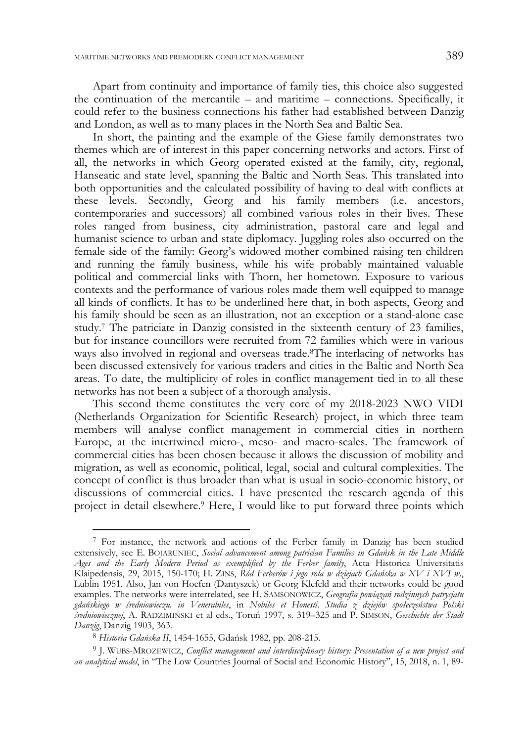Apart from continuity and importance of family ties, this choice also suggested the continuation of the mercantile – and maritime – connections. Specifically, it could refer to the business connections his father had established between Danzig and London, as well as to many places in the North Sea and Baltic Sea.

In short, the painting and the example of the Giese family demonstrates two themes which are of interest in this paper concerning networks and actors. First of all, the networks in which Georg operated existed at the family, city, regional, Hanseatic and state level, spanning the Baltic and North Seas. This translated into both opportunities and the calculated possibility of having to deal with conflicts at these levels. Secondly, Georg and his family members (i.e. ancestors, contemporaries and successors) all combined various roles in their lives. These roles ranged from business, city administration, pastoral care and legal and humanist science to urban and state diplomacy. Juggling roles also occurred on the female side of the family: Georg's widowed mother combined raising ten children and running the family business, while his wife probably maintained valuable political and commercial links with Thorn, her hometown. Exposure to various contexts and the performance of various roles made them well equipped to manage all kinds of conflicts. It has to be underlined here that, in both aspects, Georg and his family should be seen as an illustration, not an exception or a stand-alone case study.[7] The patriciate in Danzig consisted in the sixteenth century of 23 families, but for instance councillors were recruited from 72 families which were in various ways also involved in regional and overseas trade.[8]The interlacing of networks has been discussed extensively for various traders and cities in the Baltic and North Sea areas. To date, the multiplicity of roles in conflict management tied in to all these networks has not been a subject of a thorough analysis.

This second theme constitutes the very core of my 2018-2023 NWO VIDI (Netherlands Organization for Scientific Research) project, in which three team members will analyse conflict management in commercial cities in northern Europe, at the intertwined micro-, meso- and macro-scales. The framework of commercial cities has been chosen because it allows the discussion of mobility and migration, as well as economic, political, legal, social and cultural complexities. The concept of conflict is thus broader than what is usual in socio-economic history, or discussions of commercial cities. I have presented the research agenda of this project in detail elsewhere.[9] Here, I would like to put forward three points which

---

[7] For instance, the network and actions of the Ferber family in Danzig has been studied extensively, see E. BOJARUNIEC, *Social advancement among patrician Families in Gdańsk in the Late Middle Ages and the Early Modern Period as exemplified by the Ferber family*, Acta Historica Universitatis Klaipedensis, 29, 2015, 150-170; H. ZINS, *Ród Ferberów i jego rola w dziejach Gdańska w XV i XVI w.*, Lublin 1951. Also, Jan von Hoefen (Dantyszek) or Georg Klefeld and their networks could be good examples. The networks were interrelated, see H. SAMSONOWICZ, *Geografia powiązań rodzinnych patrycjatu gdańskiego w średniowieczu. in Venerabiles*, in *Nobiles et Honesti. Studia z dziejów społeczeństwa Polski średniowiecznej*, A. RADZIMIŃSKI et al eds., Toruń 1997, s. 319–325 and P. SIMSON, *Geschichte der Stadt Danzig*, Danzig 1903, 363.

[8] *Historia Gdańska II*, 1454-1655, Gdańsk 1982, pp. 208-215.

[9] J. WUBS-MROZEWICZ, *Conflict management and interdisciplinary history: Presentation of a new project and an analytical model*, in "The Low Countries Journal of Social and Economic History", 15, 2018, n. 1, 89-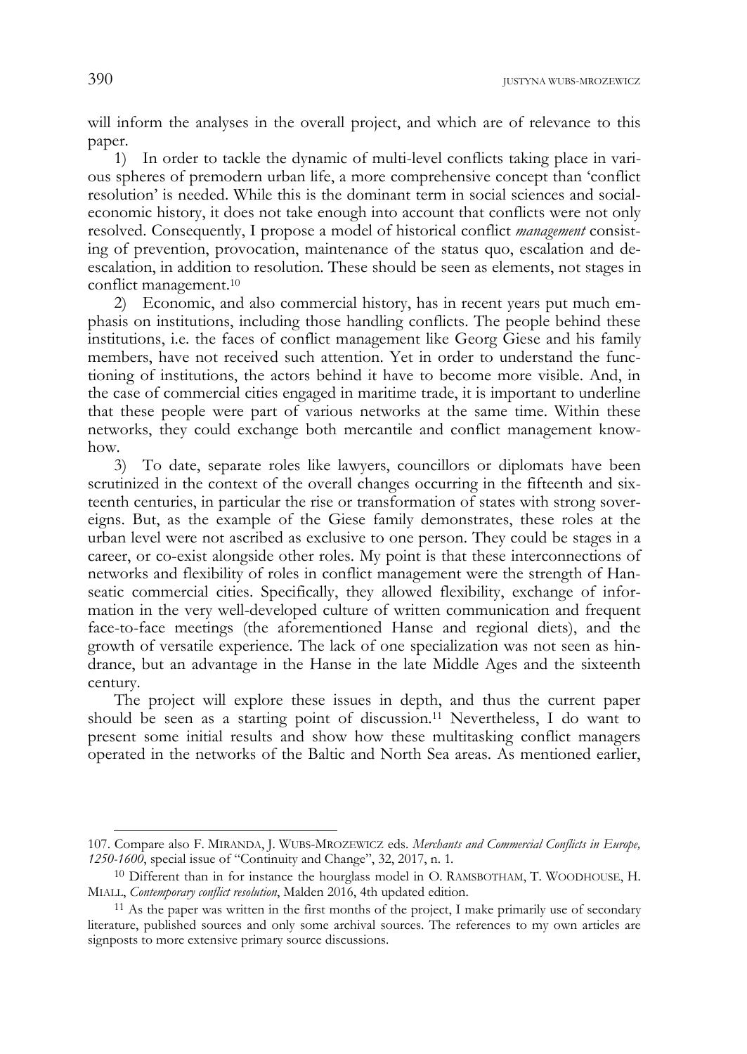will inform the analyses in the overall project, and which are of relevance to this paper.

1) In order to tackle the dynamic of multi-level conflicts taking place in various spheres of premodern urban life, a more comprehensive concept than 'conflict resolution' is needed. While this is the dominant term in social sciences and social-economic history, it does not take enough into account that conflicts were not only resolved. Consequently, I propose a model of historical conflict *management* consisting of prevention, provocation, maintenance of the status quo, escalation and de-escalation, in addition to resolution. These should be seen as elements, not stages in conflict management.[10]

2) Economic, and also commercial history, has in recent years put much emphasis on institutions, including those handling conflicts. The people behind these institutions, i.e. the faces of conflict management like Georg Giese and his family members, have not received such attention. Yet in order to understand the functioning of institutions, the actors behind it have to become more visible. And, in the case of commercial cities engaged in maritime trade, it is important to underline that these people were part of various networks at the same time. Within these networks, they could exchange both mercantile and conflict management know-how.

3) To date, separate roles like lawyers, councillors or diplomats have been scrutinized in the context of the overall changes occurring in the fifteenth and sixteenth centuries, in particular the rise or transformation of states with strong sovereigns. But, as the example of the Giese family demonstrates, these roles at the urban level were not ascribed as exclusive to one person. They could be stages in a career, or co-exist alongside other roles. My point is that these interconnections of networks and flexibility of roles in conflict management were the strength of Hanseatic commercial cities. Specifically, they allowed flexibility, exchange of information in the very well-developed culture of written communication and frequent face-to-face meetings (the aforementioned Hanse and regional diets), and the growth of versatile experience. The lack of one specialization was not seen as hindrance, but an advantage in the Hanse in the late Middle Ages and the sixteenth century.

The project will explore these issues in depth, and thus the current paper should be seen as a starting point of discussion.[11] Nevertheless, I do want to present some initial results and show how these multitasking conflict managers operated in the networks of the Baltic and North Sea areas. As mentioned earlier,

---

107. Compare also F. MIRANDA, J. WUBS-MROZEWICZ eds. *Merchants and Commercial Conflicts in Europe, 1250-1600*, special issue of "Continuity and Change", 32, 2017, n. 1.

[10] Different than in for instance the hourglass model in O. RAMSBOTHAM, T. WOODHOUSE, H. MIALL, *Contemporary conflict resolution*, Malden 2016, 4th updated edition.

[11] As the paper was written in the first months of the project, I make primarily use of secondary literature, published sources and only some archival sources. The references to my own articles are signposts to more extensive primary source discussions.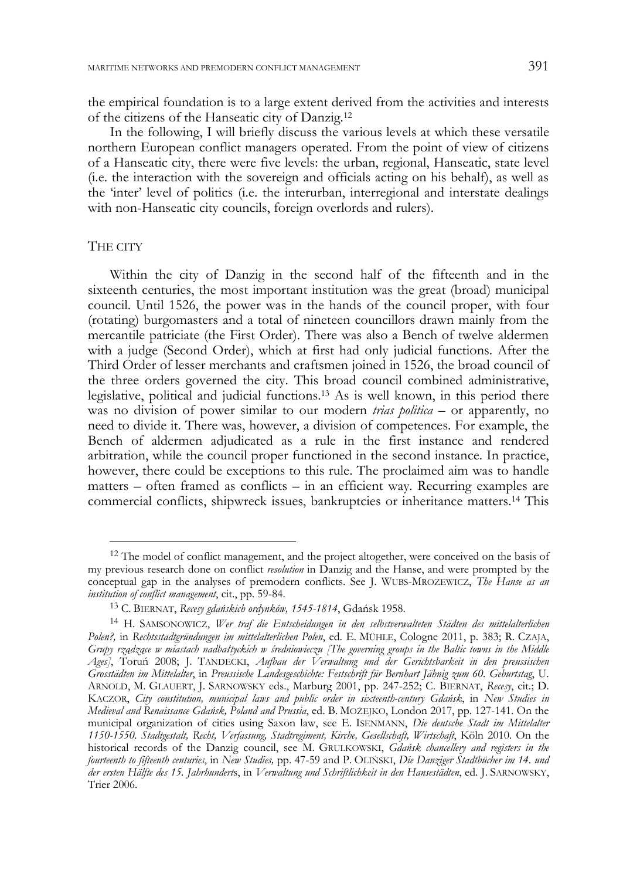the empirical foundation is to a large extent derived from the activities and interests of the citizens of the Hanseatic city of Danzig.[12]

In the following, I will briefly discuss the various levels at which these versatile northern European conflict managers operated. From the point of view of citizens of a Hanseatic city, there were five levels: the urban, regional, Hanseatic, state level (i.e. the interaction with the sovereign and officials acting on his behalf), as well as the 'inter' level of politics (i.e. the interurban, interregional and interstate dealings with non-Hanseatic city councils, foreign overlords and rulers).

## THE CITY

Within the city of Danzig in the second half of the fifteenth and in the sixteenth centuries, the most important institution was the great (broad) municipal council. Until 1526, the power was in the hands of the council proper, with four (rotating) burgomasters and a total of nineteen councillors drawn mainly from the mercantile patriciate (the First Order). There was also a Bench of twelve aldermen with a judge (Second Order), which at first had only judicial functions. After the Third Order of lesser merchants and craftsmen joined in 1526, the broad council of the three orders governed the city. This broad council combined administrative, legislative, political and judicial functions.[13] As is well known, in this period there was no division of power similar to our modern *trias politica* – or apparently, no need to divide it. There was, however, a division of competences. For example, the Bench of aldermen adjudicated as a rule in the first instance and rendered arbitration, while the council proper functioned in the second instance. In practice, however, there could be exceptions to this rule. The proclaimed aim was to handle matters – often framed as conflicts – in an efficient way. Recurring examples are commercial conflicts, shipwreck issues, bankruptcies or inheritance matters.[14] This

---

[12] The model of conflict management, and the project altogether, were conceived on the basis of my previous research done on conflict *resolution* in Danzig and the Hanse, and were prompted by the conceptual gap in the analyses of premodern conflicts. See J. WUBS-MROZEWICZ, *The Hanse as an institution of conflict management*, cit., pp. 59-84.

[13] C. BIERNAT, *Recesy gdańskich ordynków, 1545-1814*, Gdańsk 1958.

[14] H. SAMSONOWICZ, *Wer traf die Entscheidungen in den selbstverwalteten Städten des mittelalterlichen Polen?*, in *Rechtsstadtgründungen im mittelalterlichen Polen*, ed. E. MÜHLE, Cologne 2011, p. 383; R. CZAJA, *Grupy rządzące w miastach nadbałtyckich w średniowieczu [The governing groups in the Baltic towns in the Middle Ages]*, Toruń 2008; J. TANDECKI, *Aufbau der Verwaltung und der Gerichtsbarkeit in den preussischen Grosstädten im Mittelalter*, in *Preussische Landesgeschichte: Festschrift für Bernhart Jähnig zum 60. Geburtstag*, U. ARNOLD, M. GLAUERT, J. SARNOWSKY eds., Marburg 2001, pp. 247-252; C. BIERNAT, *Recesy*, cit.; D. KACZOR, *City constitution, municipal laws and public order in sixteenth-century Gdańsk*, in *New Studies in Medieval and Renaissance Gdańsk, Poland and Prussia*, ed. B. MOŻEJKO, London 2017, pp. 127-141. On the municipal organization of cities using Saxon law, see E. ISENMANN, *Die deutsche Stadt im Mittelalter 1150-1550. Stadtgestalt, Recht, Verfassung, Stadtregiment, Kirche, Gesellschaft, Wirtschaft*, Köln 2010. On the historical records of the Danzig council, see M. GRULKOWSKI, *Gdańsk chancellery and registers in the fourteenth to fifteenth centuries*, in *New Studies,* pp. 47-59 and P. OLIŃSKI, *Die Danziger Stadtbücher im 14. und der ersten Hälfte des 15. Jahrhunderts*, in *Verwaltung und Schriftlichkeit in den Hansestädten*, ed. J. SARNOWSKY, Trier 2006.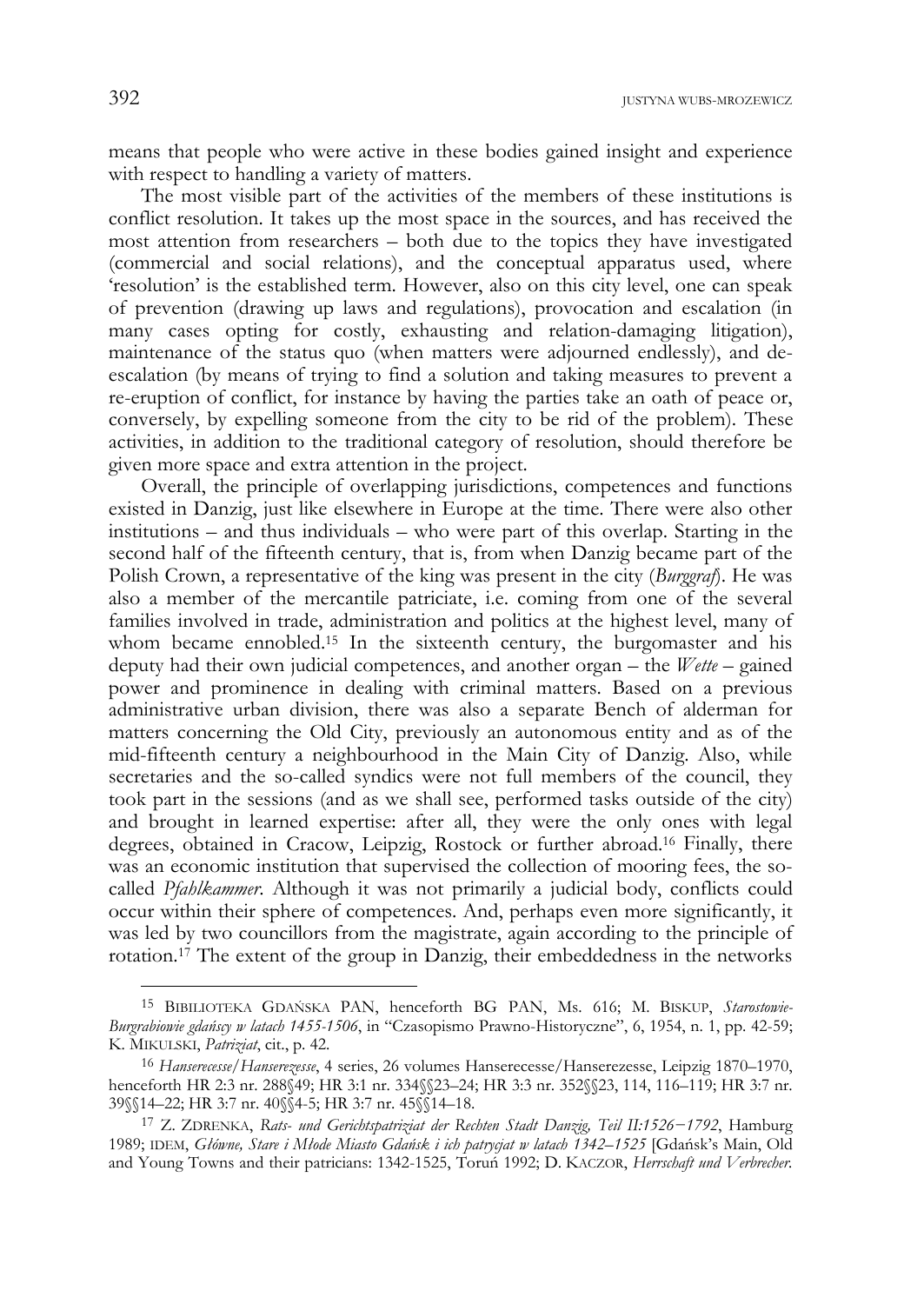means that people who were active in these bodies gained insight and experience with respect to handling a variety of matters.

The most visible part of the activities of the members of these institutions is conflict resolution. It takes up the most space in the sources, and has received the most attention from researchers – both due to the topics they have investigated (commercial and social relations), and the conceptual apparatus used, where 'resolution' is the established term. However, also on this city level, one can speak of prevention (drawing up laws and regulations), provocation and escalation (in many cases opting for costly, exhausting and relation-damaging litigation), maintenance of the status quo (when matters were adjourned endlessly), and de-escalation (by means of trying to find a solution and taking measures to prevent a re-eruption of conflict, for instance by having the parties take an oath of peace or, conversely, by expelling someone from the city to be rid of the problem). These activities, in addition to the traditional category of resolution, should therefore be given more space and extra attention in the project.

Overall, the principle of overlapping jurisdictions, competences and functions existed in Danzig, just like elsewhere in Europe at the time. There were also other institutions – and thus individuals – who were part of this overlap. Starting in the second half of the fifteenth century, that is, from when Danzig became part of the Polish Crown, a representative of the king was present in the city (*Burggraf*). He was also a member of the mercantile patriciate, i.e. coming from one of the several families involved in trade, administration and politics at the highest level, many of whom became ennobled.[15] In the sixteenth century, the burgomaster and his deputy had their own judicial competences, and another organ – the *Wette* – gained power and prominence in dealing with criminal matters. Based on a previous administrative urban division, there was also a separate Bench of alderman for matters concerning the Old City, previously an autonomous entity and as of the mid-fifteenth century a neighbourhood in the Main City of Danzig. Also, while secretaries and the so-called syndics were not full members of the council, they took part in the sessions (and as we shall see, performed tasks outside of the city) and brought in learned expertise: after all, they were the only ones with legal degrees, obtained in Cracow, Leipzig, Rostock or further abroad.[16] Finally, there was an economic institution that supervised the collection of mooring fees, the so-called *Pfahlkammer*. Although it was not primarily a judicial body, conflicts could occur within their sphere of competences. And, perhaps even more significantly, it was led by two councillors from the magistrate, again according to the principle of rotation.[17] The extent of the group in Danzig, their embeddedness in the networks

---

[15] BIBILIOTEKA GDAŃSKA PAN, henceforth BG PAN, Ms. 616; M. BISKUP, *Starostowie-Burgrabiowie gdańscy w latach 1455-1506*, in "Czasopismo Prawno-Historyczne", 6, 1954, n. 1, pp. 42-59; K. MIKULSKI, *Patriziat*, cit., p. 42.

[16] *Hanserecesse/Hanserezesse*, 4 series, 26 volumes Hanserecesse/Hanserezesse, Leipzig 1870–1970, henceforth HR 2:3 nr. 288§49; HR 3:1 nr. 334§§23–24; HR 3:3 nr. 352§§23, 114, 116–119; HR 3:7 nr. 39§§14–22; HR 3:7 nr. 40§§4-5; HR 3:7 nr. 45§§14–18.

[17] Z. ZDRENKA, *Rats- und Gerichtspatriziat der Rechten Stadt Danzig, Teil II:1526−1792*, Hamburg 1989; IDEM, *Główne, Stare i Młode Miasto Gdańsk i ich patrycjat w latach 1342–1525* [Gdańsk's Main, Old and Young Towns and their patricians: 1342-1525, Toruń 1992; D. KACZOR, *Herrschaft und Verbrecher.*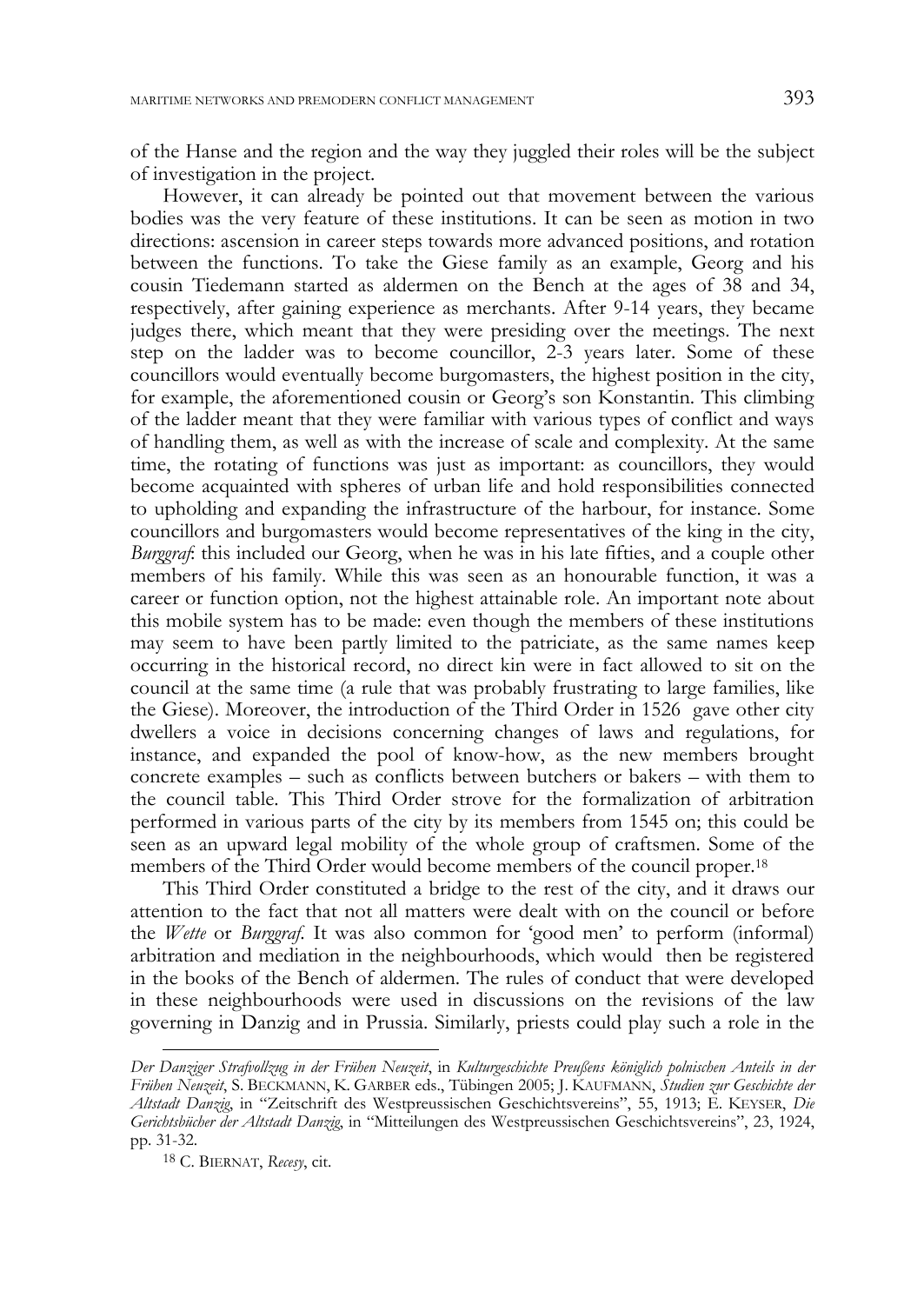of the Hanse and the region and the way they juggled their roles will be the subject of investigation in the project.

However, it can already be pointed out that movement between the various bodies was the very feature of these institutions. It can be seen as motion in two directions: ascension in career steps towards more advanced positions, and rotation between the functions. To take the Giese family as an example, Georg and his cousin Tiedemann started as aldermen on the Bench at the ages of 38 and 34, respectively, after gaining experience as merchants. After 9-14 years, they became judges there, which meant that they were presiding over the meetings. The next step on the ladder was to become councillor, 2-3 years later. Some of these councillors would eventually become burgomasters, the highest position in the city, for example, the aforementioned cousin or Georg's son Konstantin. This climbing of the ladder meant that they were familiar with various types of conflict and ways of handling them, as well as with the increase of scale and complexity. At the same time, the rotating of functions was just as important: as councillors, they would become acquainted with spheres of urban life and hold responsibilities connected to upholding and expanding the infrastructure of the harbour, for instance. Some councillors and burgomasters would become representatives of the king in the city, *Burggraf*: this included our Georg, when he was in his late fifties, and a couple other members of his family. While this was seen as an honourable function, it was a career or function option, not the highest attainable role. An important note about this mobile system has to be made: even though the members of these institutions may seem to have been partly limited to the patriciate, as the same names keep occurring in the historical record, no direct kin were in fact allowed to sit on the council at the same time (a rule that was probably frustrating to large families, like the Giese). Moreover, the introduction of the Third Order in 1526 gave other city dwellers a voice in decisions concerning changes of laws and regulations, for instance, and expanded the pool of know-how, as the new members brought concrete examples – such as conflicts between butchers or bakers – with them to the council table. This Third Order strove for the formalization of arbitration performed in various parts of the city by its members from 1545 on; this could be seen as an upward legal mobility of the whole group of craftsmen. Some of the members of the Third Order would become members of the council proper.[18]

This Third Order constituted a bridge to the rest of the city, and it draws our attention to the fact that not all matters were dealt with on the council or before the *Wette* or *Burggraf*. It was also common for 'good men' to perform (informal) arbitration and mediation in the neighbourhoods, which would then be registered in the books of the Bench of aldermen. The rules of conduct that were developed in these neighbourhoods were used in discussions on the revisions of the law governing in Danzig and in Prussia. Similarly, priests could play such a role in the

---

*Der Danziger Strafvollzug in der Frühen Neuzeit*, in *Kulturgeschichte Preußens königlich polnischen Anteils in der Frühen Neuzeit*, S. BECKMANN, K. GARBER eds., Tübingen 2005; J. KAUFMANN, *Studien zur Geschichte der Altstadt Danzig*, in "Zeitschrift des Westpreussischen Geschichtsvereins", 55, 1913; E. KEYSER, *Die Gerichtsbücher der Altstadt Danzig*, in "Mitteilungen des Westpreussischen Geschichtsvereins", 23, 1924, pp. 31-32.

[18] C. BIERNAT, *Recesy*, cit.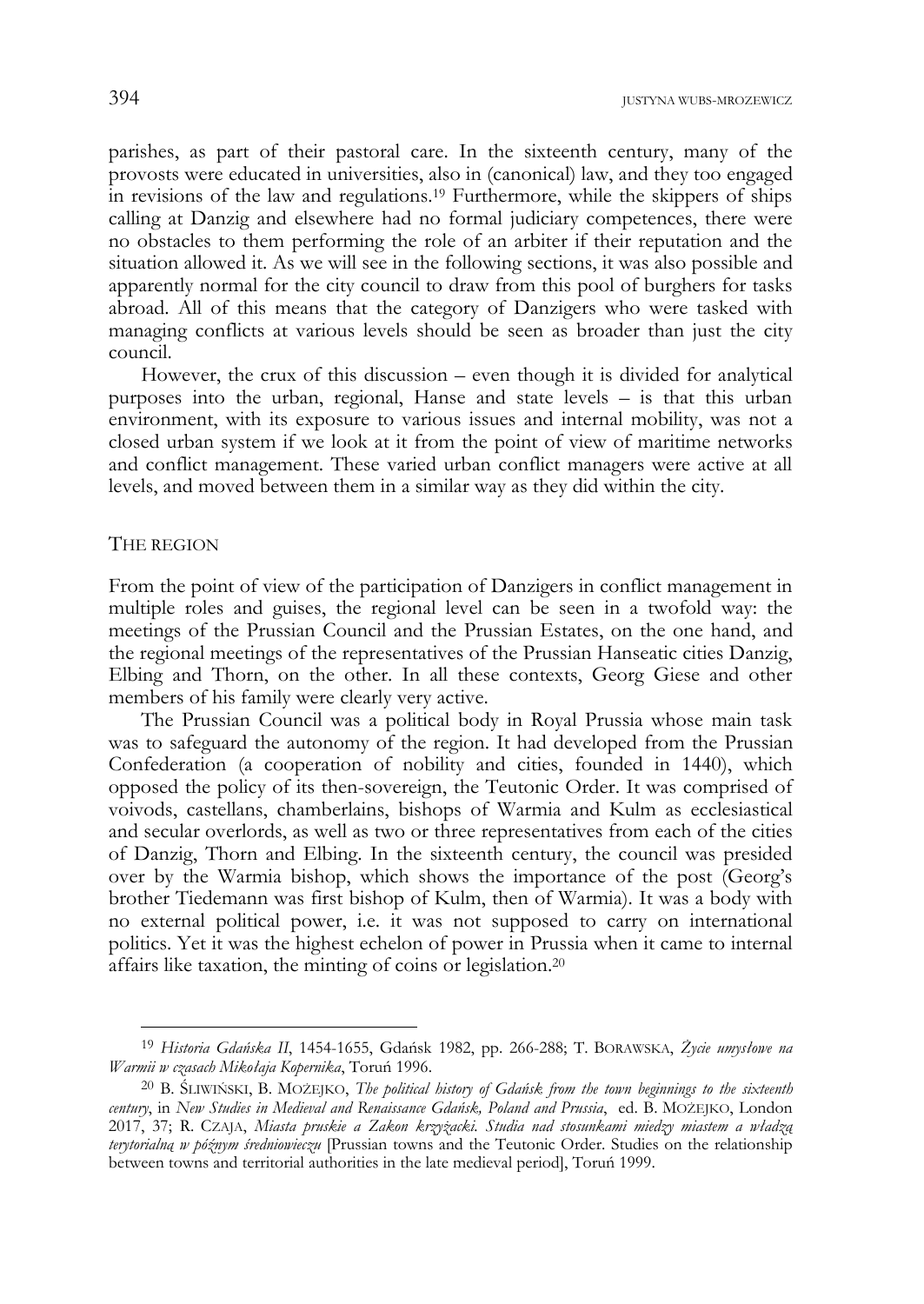parishes, as part of their pastoral care. In the sixteenth century, many of the provosts were educated in universities, also in (canonical) law, and they too engaged in revisions of the law and regulations.[19] Furthermore, while the skippers of ships calling at Danzig and elsewhere had no formal judiciary competences, there were no obstacles to them performing the role of an arbiter if their reputation and the situation allowed it. As we will see in the following sections, it was also possible and apparently normal for the city council to draw from this pool of burghers for tasks abroad. All of this means that the category of Danzigers who were tasked with managing conflicts at various levels should be seen as broader than just the city council.

However, the crux of this discussion – even though it is divided for analytical purposes into the urban, regional, Hanse and state levels – is that this urban environment, with its exposure to various issues and internal mobility, was not a closed urban system if we look at it from the point of view of maritime networks and conflict management. These varied urban conflict managers were active at all levels, and moved between them in a similar way as they did within the city.

## THE REGION

From the point of view of the participation of Danzigers in conflict management in multiple roles and guises, the regional level can be seen in a twofold way: the meetings of the Prussian Council and the Prussian Estates, on the one hand, and the regional meetings of the representatives of the Prussian Hanseatic cities Danzig, Elbing and Thorn, on the other. In all these contexts, Georg Giese and other members of his family were clearly very active.

The Prussian Council was a political body in Royal Prussia whose main task was to safeguard the autonomy of the region. It had developed from the Prussian Confederation (a cooperation of nobility and cities, founded in 1440), which opposed the policy of its then-sovereign, the Teutonic Order. It was comprised of voivods, castellans, chamberlains, bishops of Warmia and Kulm as ecclesiastical and secular overlords, as well as two or three representatives from each of the cities of Danzig, Thorn and Elbing. In the sixteenth century, the council was presided over by the Warmia bishop, which shows the importance of the post (Georg's brother Tiedemann was first bishop of Kulm, then of Warmia). It was a body with no external political power, i.e. it was not supposed to carry on international politics. Yet it was the highest echelon of power in Prussia when it came to internal affairs like taxation, the minting of coins or legislation.[20]

---

[19] *Historia Gdańska II*, 1454-1655, Gdańsk 1982, pp. 266-288; T. BORAWSKA, *Życie umysłowe na Warmii w czasach Mikołaja Kopernika*, Toruń 1996.

[20] B. ŚLIWIŃSKI, B. MOŻEJKO, *The political history of Gdańsk from the town beginnings to the sixteenth century*, in *New Studies in Medieval and Renaissance Gdańsk, Poland and Prussia*, ed. B. MOŻEJKO, London 2017, 37; R. CZAJA, *Miasta pruskie a Zakon krzyżacki. Studia nad stosunkami miedzy miastem a władzą terytorialną w późnym średniowieczu* [Prussian towns and the Teutonic Order. Studies on the relationship between towns and territorial authorities in the late medieval period], Toruń 1999.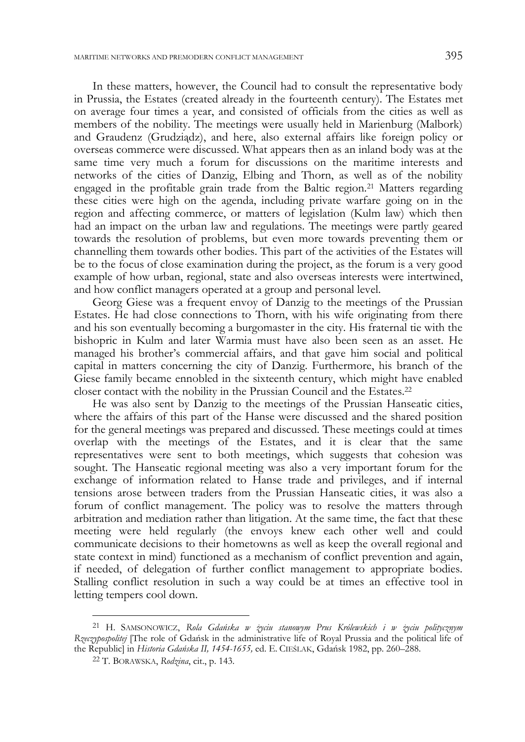In these matters, however, the Council had to consult the representative body in Prussia, the Estates (created already in the fourteenth century). The Estates met on average four times a year, and consisted of officials from the cities as well as members of the nobility. The meetings were usually held in Marienburg (Malbork) and Graudenz (Grudziądz), and here, also external affairs like foreign policy or overseas commerce were discussed. What appears then as an inland body was at the same time very much a forum for discussions on the maritime interests and networks of the cities of Danzig, Elbing and Thorn, as well as of the nobility engaged in the profitable grain trade from the Baltic region.[21] Matters regarding these cities were high on the agenda, including private warfare going on in the region and affecting commerce, or matters of legislation (Kulm law) which then had an impact on the urban law and regulations. The meetings were partly geared towards the resolution of problems, but even more towards preventing them or channelling them towards other bodies. This part of the activities of the Estates will be to the focus of close examination during the project, as the forum is a very good example of how urban, regional, state and also overseas interests were intertwined, and how conflict managers operated at a group and personal level.

Georg Giese was a frequent envoy of Danzig to the meetings of the Prussian Estates. He had close connections to Thorn, with his wife originating from there and his son eventually becoming a burgomaster in the city. His fraternal tie with the bishopric in Kulm and later Warmia must have also been seen as an asset. He managed his brother's commercial affairs, and that gave him social and political capital in matters concerning the city of Danzig. Furthermore, his branch of the Giese family became ennobled in the sixteenth century, which might have enabled closer contact with the nobility in the Prussian Council and the Estates.[22]

He was also sent by Danzig to the meetings of the Prussian Hanseatic cities, where the affairs of this part of the Hanse were discussed and the shared position for the general meetings was prepared and discussed. These meetings could at times overlap with the meetings of the Estates, and it is clear that the same representatives were sent to both meetings, which suggests that cohesion was sought. The Hanseatic regional meeting was also a very important forum for the exchange of information related to Hanse trade and privileges, and if internal tensions arose between traders from the Prussian Hanseatic cities, it was also a forum of conflict management. The policy was to resolve the matters through arbitration and mediation rather than litigation. At the same time, the fact that these meeting were held regularly (the envoys knew each other well and could communicate decisions to their hometowns as well as keep the overall regional and state context in mind) functioned as a mechanism of conflict prevention and again, if needed, of delegation of further conflict management to appropriate bodies. Stalling conflict resolution in such a way could be at times an effective tool in letting tempers cool down.

---

[21] H. SAMSONOWICZ, *Rola Gdańska w życiu stanowym Prus Królewskich i w życiu politycznym Rzeczypospolitej* [The role of Gdańsk in the administrative life of Royal Prussia and the political life of the Republic] in *Historia Gdańska II, 1454-1655,* ed. E. CIEŚLAK, Gdańsk 1982, pp. 260–288.

[22] T. BORAWSKA, *Rodzina*, cit., p. 143.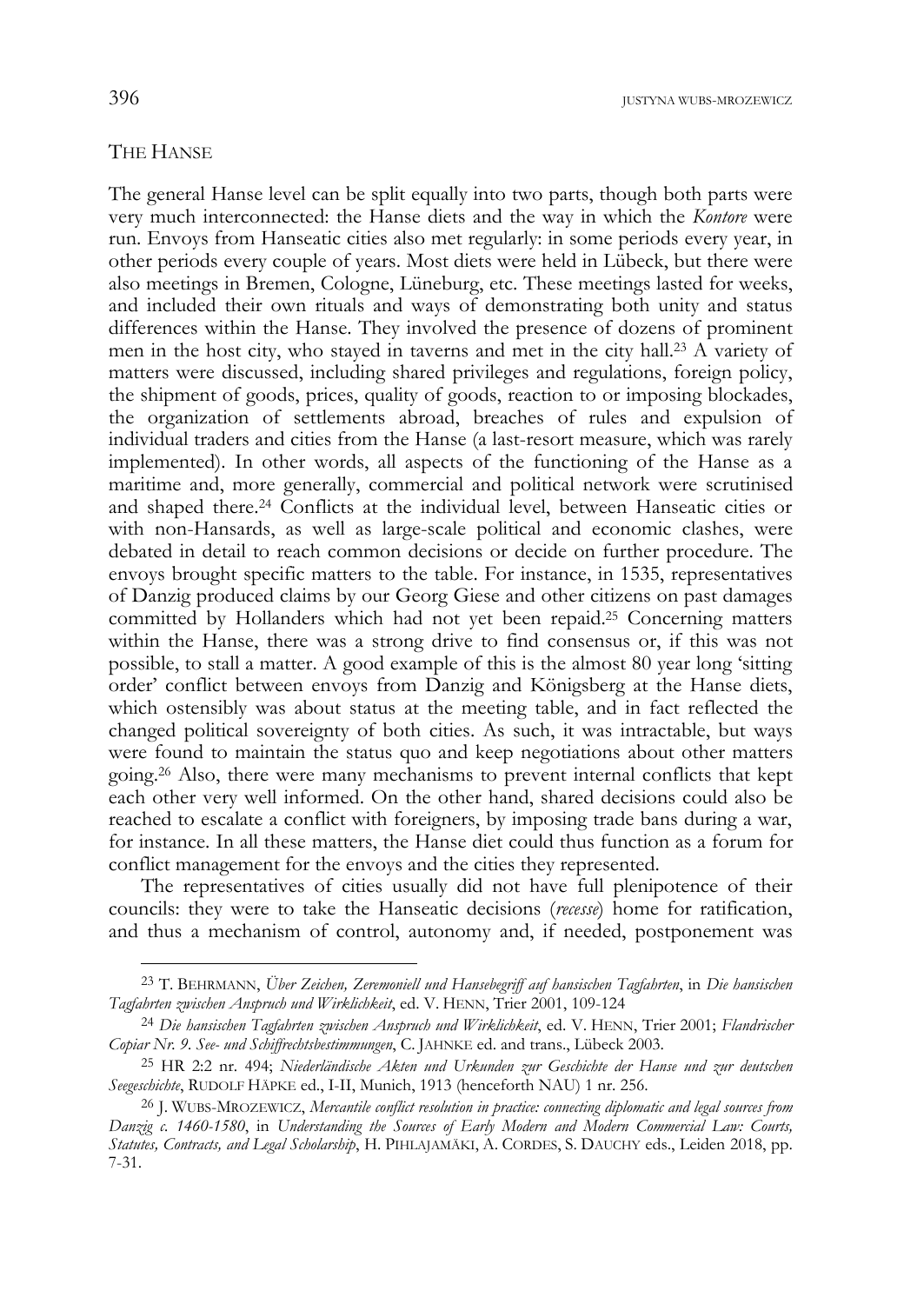## THE HANSE

The general Hanse level can be split equally into two parts, though both parts were very much interconnected: the Hanse diets and the way in which the *Kontore* were run. Envoys from Hanseatic cities also met regularly: in some periods every year, in other periods every couple of years. Most diets were held in Lübeck, but there were also meetings in Bremen, Cologne, Lüneburg, etc. These meetings lasted for weeks, and included their own rituals and ways of demonstrating both unity and status differences within the Hanse. They involved the presence of dozens of prominent men in the host city, who stayed in taverns and met in the city hall.[23] A variety of matters were discussed, including shared privileges and regulations, foreign policy, the shipment of goods, prices, quality of goods, reaction to or imposing blockades, the organization of settlements abroad, breaches of rules and expulsion of individual traders and cities from the Hanse (a last-resort measure, which was rarely implemented). In other words, all aspects of the functioning of the Hanse as a maritime and, more generally, commercial and political network were scrutinised and shaped there.[24] Conflicts at the individual level, between Hanseatic cities or with non-Hansards, as well as large-scale political and economic clashes, were debated in detail to reach common decisions or decide on further procedure. The envoys brought specific matters to the table. For instance, in 1535, representatives of Danzig produced claims by our Georg Giese and other citizens on past damages committed by Hollanders which had not yet been repaid.[25] Concerning matters within the Hanse, there was a strong drive to find consensus or, if this was not possible, to stall a matter. A good example of this is the almost 80 year long 'sitting order' conflict between envoys from Danzig and Königsberg at the Hanse diets, which ostensibly was about status at the meeting table, and in fact reflected the changed political sovereignty of both cities. As such, it was intractable, but ways were found to maintain the status quo and keep negotiations about other matters going.[26] Also, there were many mechanisms to prevent internal conflicts that kept each other very well informed. On the other hand, shared decisions could also be reached to escalate a conflict with foreigners, by imposing trade bans during a war, for instance. In all these matters, the Hanse diet could thus function as a forum for conflict management for the envoys and the cities they represented.

The representatives of cities usually did not have full plenipotence of their councils: they were to take the Hanseatic decisions (*recesse*) home for ratification, and thus a mechanism of control, autonomy and, if needed, postponement was

---

[23] T. BEHRMANN, *Über Zeichen, Zeremoniell und Hansebegriff auf hansischen Tagfahrten*, in *Die hansischen Tagfahrten zwischen Anspruch und Wirklichkeit*, ed. V. HENN, Trier 2001, 109-124

[24] *Die hansischen Tagfahrten zwischen Anspruch und Wirklichkeit*, ed. V. HENN, Trier 2001; *Flandrischer Copiar Nr. 9. See- und Schiffrechtsbestimmungen*, C. JAHNKE ed. and trans., Lübeck 2003.

[25] HR 2:2 nr. 494; *Niederländische Akten und Urkunden zur Geschichte der Hanse und zur deutschen Seegeschichte*, RUDOLF HÄPKE ed., I-II, Munich, 1913 (henceforth NAU) 1 nr. 256.

[26] J. WUBS-MROZEWICZ, *Mercantile conflict resolution in practice: connecting diplomatic and legal sources from Danzig c. 1460-1580*, in *Understanding the Sources of Early Modern and Modern Commercial Law: Courts, Statutes, Contracts, and Legal Scholarship*, H. PIHLAJAMÄKI, A. CORDES, S. DAUCHY eds., Leiden 2018, pp. 7-31.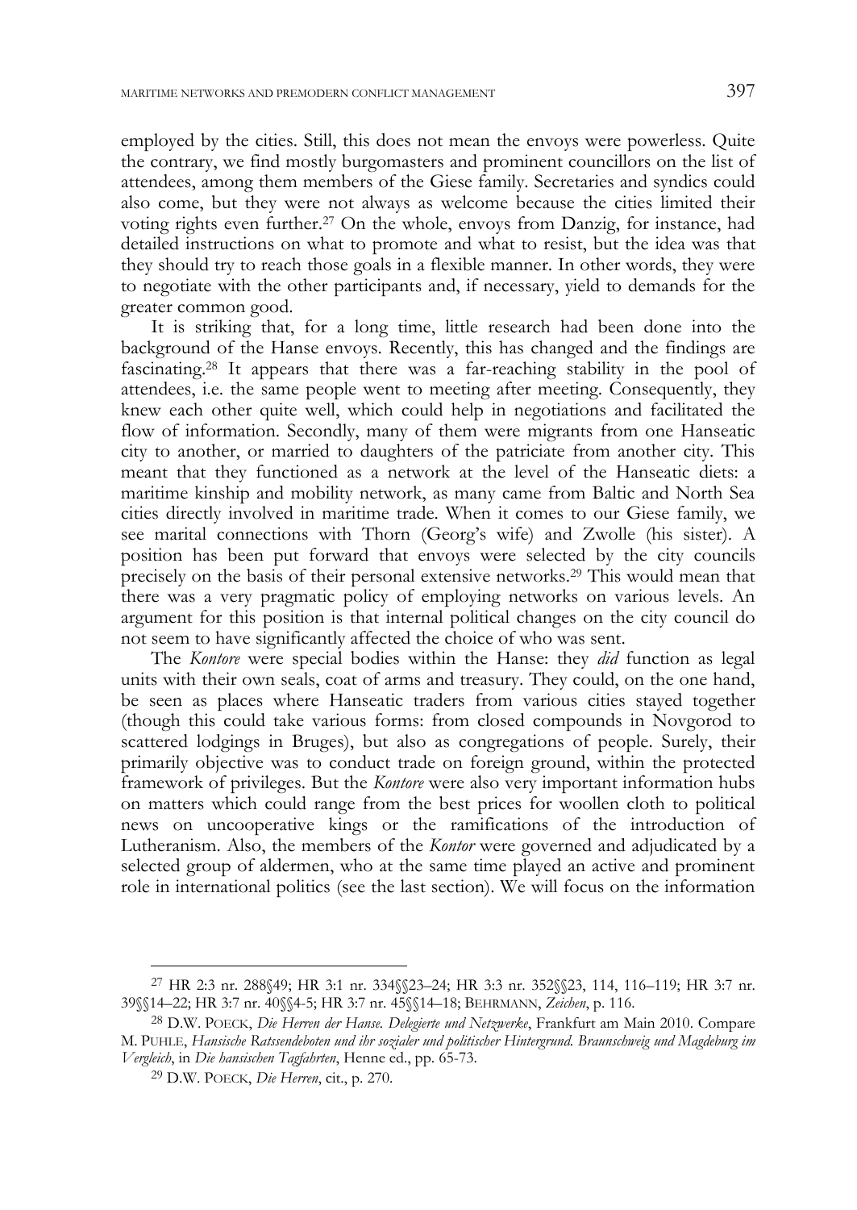employed by the cities. Still, this does not mean the envoys were powerless. Quite the contrary, we find mostly burgomasters and prominent councillors on the list of attendees, among them members of the Giese family. Secretaries and syndics could also come, but they were not always as welcome because the cities limited their voting rights even further.[27] On the whole, envoys from Danzig, for instance, had detailed instructions on what to promote and what to resist, but the idea was that they should try to reach those goals in a flexible manner. In other words, they were to negotiate with the other participants and, if necessary, yield to demands for the greater common good.

It is striking that, for a long time, little research had been done into the background of the Hanse envoys. Recently, this has changed and the findings are fascinating.[28] It appears that there was a far-reaching stability in the pool of attendees, i.e. the same people went to meeting after meeting. Consequently, they knew each other quite well, which could help in negotiations and facilitated the flow of information. Secondly, many of them were migrants from one Hanseatic city to another, or married to daughters of the patriciate from another city. This meant that they functioned as a network at the level of the Hanseatic diets: a maritime kinship and mobility network, as many came from Baltic and North Sea cities directly involved in maritime trade. When it comes to our Giese family, we see marital connections with Thorn (Georg's wife) and Zwolle (his sister). A position has been put forward that envoys were selected by the city councils precisely on the basis of their personal extensive networks.[29] This would mean that there was a very pragmatic policy of employing networks on various levels. An argument for this position is that internal political changes on the city council do not seem to have significantly affected the choice of who was sent.

The *Kontore* were special bodies within the Hanse: they *did* function as legal units with their own seals, coat of arms and treasury. They could, on the one hand, be seen as places where Hanseatic traders from various cities stayed together (though this could take various forms: from closed compounds in Novgorod to scattered lodgings in Bruges), but also as congregations of people. Surely, their primarily objective was to conduct trade on foreign ground, within the protected framework of privileges. But the *Kontore* were also very important information hubs on matters which could range from the best prices for woollen cloth to political news on uncooperative kings or the ramifications of the introduction of Lutheranism. Also, the members of the *Kontor* were governed and adjudicated by a selected group of aldermen, who at the same time played an active and prominent role in international politics (see the last section). We will focus on the information

---

[27] HR 2:3 nr. 288§49; HR 3:1 nr. 334§§23–24; HR 3:3 nr. 352§§23, 114, 116–119; HR 3:7 nr. 39§§14–22; HR 3:7 nr. 40§§4-5; HR 3:7 nr. 45§§14–18; BEHRMANN, *Zeichen*, p. 116.

[28] D.W. POECK, *Die Herren der Hanse. Delegierte und Netzwerke*, Frankfurt am Main 2010. Compare M. PUHLE, *Hansische Ratssendeboten und ihr sozialer und politischer Hintergrund. Braunschweig und Magdeburg im Vergleich*, in *Die hansischen Tagfahrten*, Henne ed., pp. 65-73.

[29] D.W. POECK, *Die Herren*, cit., p. 270.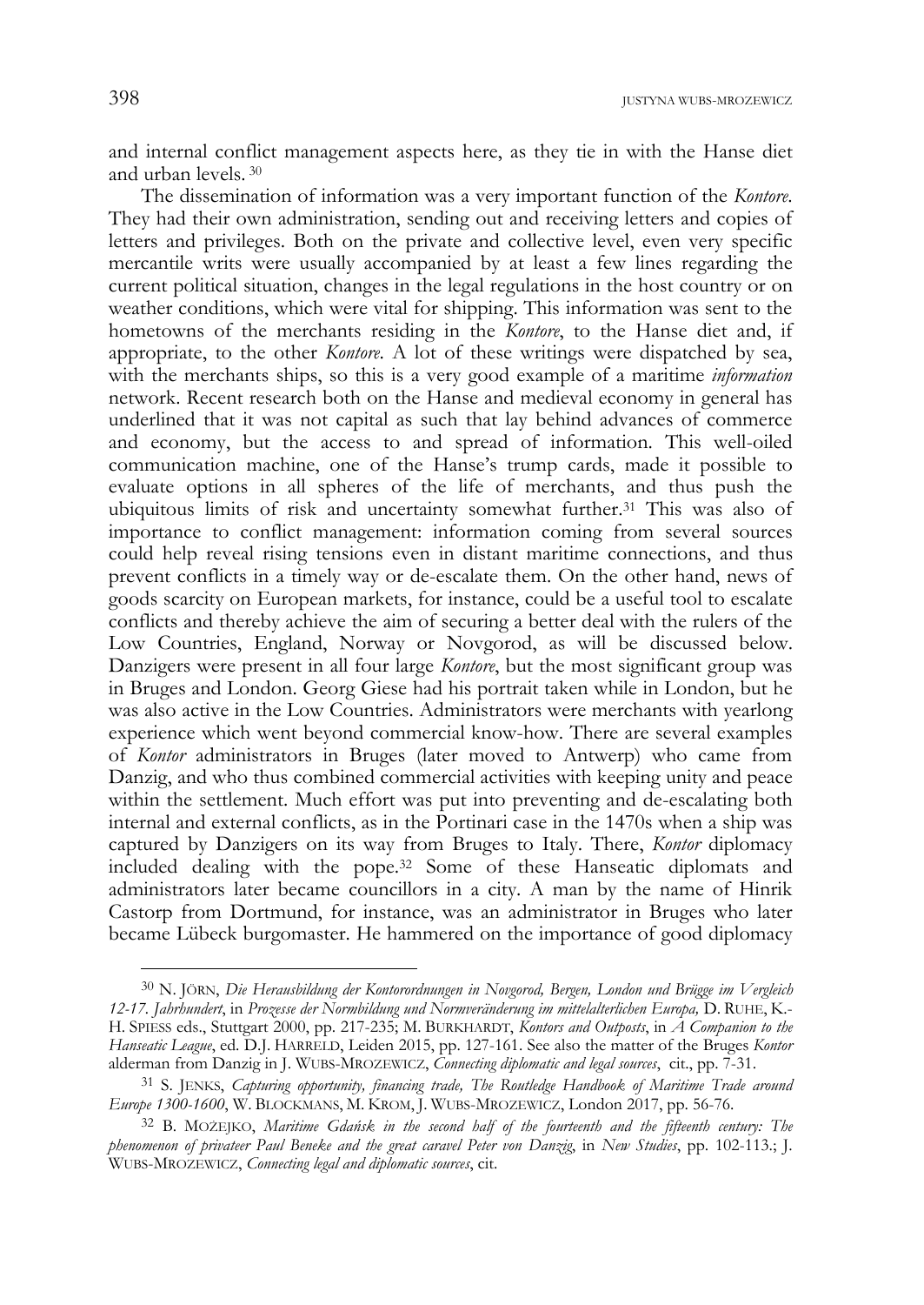and internal conflict management aspects here, as they tie in with the Hanse diet and urban levels. [30]

The dissemination of information was a very important function of the *Kontore*. They had their own administration, sending out and receiving letters and copies of letters and privileges. Both on the private and collective level, even very specific mercantile writs were usually accompanied by at least a few lines regarding the current political situation, changes in the legal regulations in the host country or on weather conditions, which were vital for shipping. This information was sent to the hometowns of the merchants residing in the *Kontore*, to the Hanse diet and, if appropriate, to the other *Kontore*. A lot of these writings were dispatched by sea, with the merchants ships, so this is a very good example of a maritime *information* network. Recent research both on the Hanse and medieval economy in general has underlined that it was not capital as such that lay behind advances of commerce and economy, but the access to and spread of information. This well-oiled communication machine, one of the Hanse's trump cards, made it possible to evaluate options in all spheres of the life of merchants, and thus push the ubiquitous limits of risk and uncertainty somewhat further.[31] This was also of importance to conflict management: information coming from several sources could help reveal rising tensions even in distant maritime connections, and thus prevent conflicts in a timely way or de-escalate them. On the other hand, news of goods scarcity on European markets, for instance, could be a useful tool to escalate conflicts and thereby achieve the aim of securing a better deal with the rulers of the Low Countries, England, Norway or Novgorod, as will be discussed below. Danzigers were present in all four large *Kontore*, but the most significant group was in Bruges and London. Georg Giese had his portrait taken while in London, but he was also active in the Low Countries. Administrators were merchants with yearlong experience which went beyond commercial know-how. There are several examples of *Kontor* administrators in Bruges (later moved to Antwerp) who came from Danzig, and who thus combined commercial activities with keeping unity and peace within the settlement. Much effort was put into preventing and de-escalating both internal and external conflicts, as in the Portinari case in the 1470s when a ship was captured by Danzigers on its way from Bruges to Italy. There, *Kontor* diplomacy included dealing with the pope.[32] Some of these Hanseatic diplomats and administrators later became councillors in a city. A man by the name of Hinrik Castorp from Dortmund, for instance, was an administrator in Bruges who later became Lübeck burgomaster. He hammered on the importance of good diplomacy

---

[30] N. JÖRN, *Die Herausbildung der Kontorordnungen in Novgorod, Bergen, London und Brügge im Vergleich 12-17. Jahrhundert*, in *Prozesse der Normbildung und Normveränderung im mittelalterlichen Europa,* D. RUHE, K.-H. SPIESS eds., Stuttgart 2000, pp. 217-235; M. BURKHARDT, *Kontors and Outposts*, in *A Companion to the Hanseatic League*, ed. D.J. HARRELD, Leiden 2015, pp. 127-161. See also the matter of the Bruges *Kontor* alderman from Danzig in J. WUBS-MROZEWICZ, *Connecting diplomatic and legal sources*, cit., pp. 7-31.

[31] S. JENKS, *Capturing opportunity, financing trade, The Routledge Handbook of Maritime Trade around Europe 1300-1600*, W. BLOCKMANS, M. KROM, J. WUBS-MROZEWICZ, London 2017, pp. 56-76.

[32] B. MOŻEJKO, *Maritime Gdańsk in the second half of the fourteenth and the fifteenth century: The phenomenon of privateer Paul Beneke and the great caravel Peter von Danzig*, in *New Studies*, pp. 102-113.; J. WUBS-MROZEWICZ, *Connecting legal and diplomatic sources*, cit.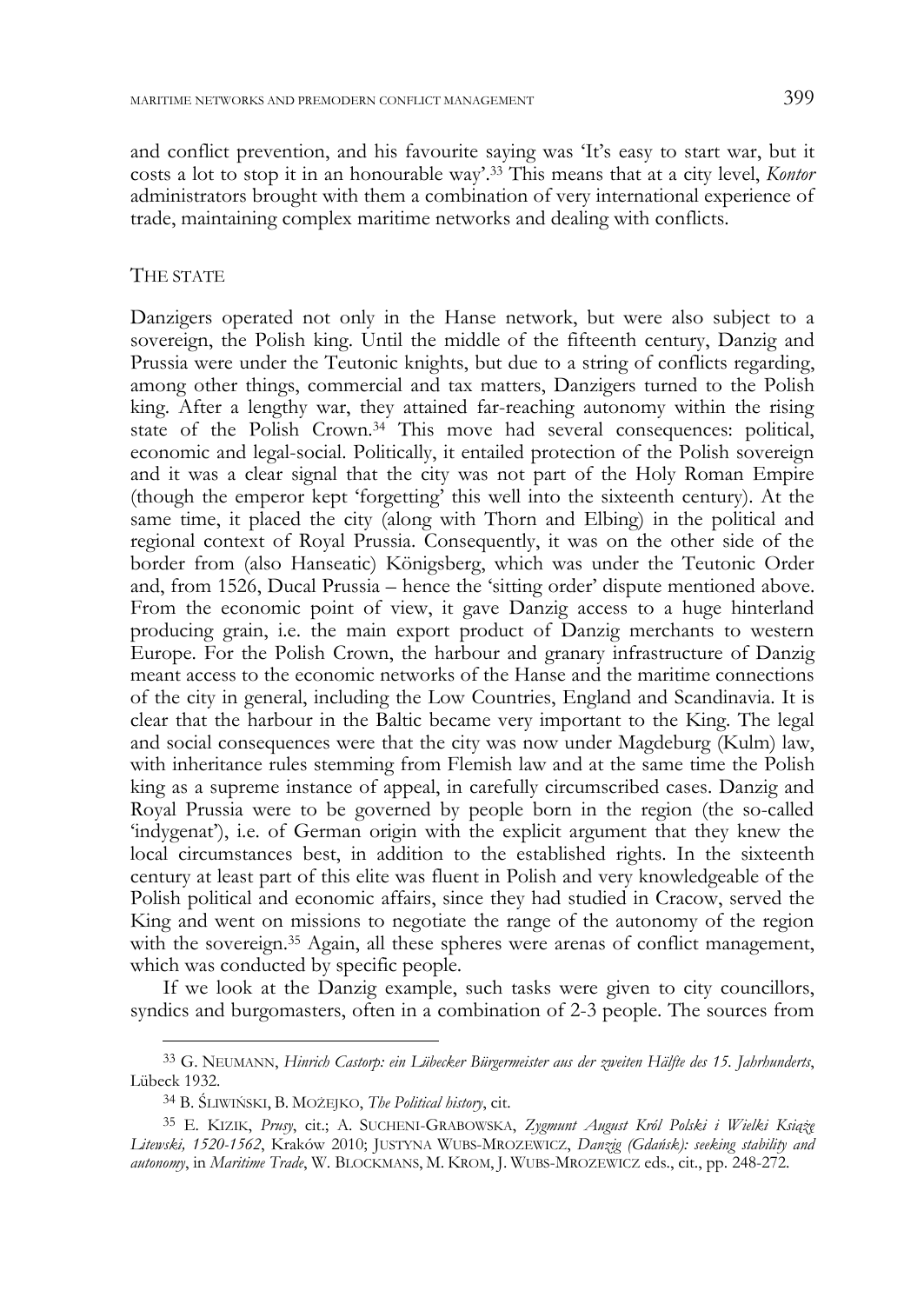and conflict prevention, and his favourite saying was 'It's easy to start war, but it costs a lot to stop it in an honourable way'.[33] This means that at a city level, *Kontor* administrators brought with them a combination of very international experience of trade, maintaining complex maritime networks and dealing with conflicts.

## THE STATE

Danzigers operated not only in the Hanse network, but were also subject to a sovereign, the Polish king. Until the middle of the fifteenth century, Danzig and Prussia were under the Teutonic knights, but due to a string of conflicts regarding, among other things, commercial and tax matters, Danzigers turned to the Polish king. After a lengthy war, they attained far-reaching autonomy within the rising state of the Polish Crown.[34] This move had several consequences: political, economic and legal-social. Politically, it entailed protection of the Polish sovereign and it was a clear signal that the city was not part of the Holy Roman Empire (though the emperor kept 'forgetting' this well into the sixteenth century). At the same time, it placed the city (along with Thorn and Elbing) in the political and regional context of Royal Prussia. Consequently, it was on the other side of the border from (also Hanseatic) Königsberg, which was under the Teutonic Order and, from 1526, Ducal Prussia – hence the 'sitting order' dispute mentioned above. From the economic point of view, it gave Danzig access to a huge hinterland producing grain, i.e. the main export product of Danzig merchants to western Europe. For the Polish Crown, the harbour and granary infrastructure of Danzig meant access to the economic networks of the Hanse and the maritime connections of the city in general, including the Low Countries, England and Scandinavia. It is clear that the harbour in the Baltic became very important to the King. The legal and social consequences were that the city was now under Magdeburg (Kulm) law, with inheritance rules stemming from Flemish law and at the same time the Polish king as a supreme instance of appeal, in carefully circumscribed cases. Danzig and Royal Prussia were to be governed by people born in the region (the so-called 'indygenat'), i.e. of German origin with the explicit argument that they knew the local circumstances best, in addition to the established rights. In the sixteenth century at least part of this elite was fluent in Polish and very knowledgeable of the Polish political and economic affairs, since they had studied in Cracow, served the King and went on missions to negotiate the range of the autonomy of the region with the sovereign.[35] Again, all these spheres were arenas of conflict management, which was conducted by specific people.

If we look at the Danzig example, such tasks were given to city councillors, syndics and burgomasters, often in a combination of 2-3 people. The sources from

---

[33] G. NEUMANN, *Hinrich Castorp: ein Lübecker Bürgermeister aus der zweiten Hälfte des 15. Jahrhunderts*, Lübeck 1932.

[34] B. ŚLIWIŃSKI, B. MOŻEJKO, *The Political history*, cit.

[35] E. KIZIK, *Prusy*, cit.; A. SUCHENI-GRABOWSKA, *Zygmunt August Król Polski i Wielki Książę Litewski, 1520-1562*, Kraków 2010; JUSTYNA WUBS-MROZEWICZ, *Danzig (Gdańsk): seeking stability and autonomy*, in *Maritime Trade*, W. BLOCKMANS, M. KROM, J. WUBS-MROZEWICZ eds., cit., pp. 248-272.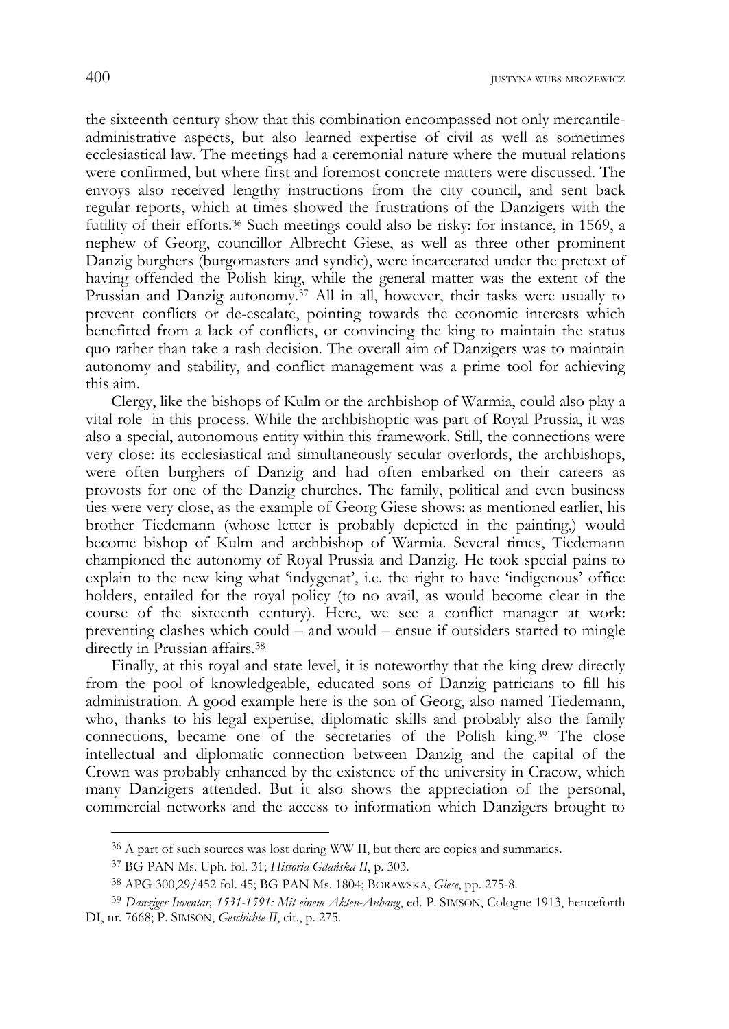the sixteenth century show that this combination encompassed not only mercantile-administrative aspects, but also learned expertise of civil as well as sometimes ecclesiastical law. The meetings had a ceremonial nature where the mutual relations were confirmed, but where first and foremost concrete matters were discussed. The envoys also received lengthy instructions from the city council, and sent back regular reports, which at times showed the frustrations of the Danzigers with the futility of their efforts.[36] Such meetings could also be risky: for instance, in 1569, a nephew of Georg, councillor Albrecht Giese, as well as three other prominent Danzig burghers (burgomasters and syndic), were incarcerated under the pretext of having offended the Polish king, while the general matter was the extent of the Prussian and Danzig autonomy.[37] All in all, however, their tasks were usually to prevent conflicts or de-escalate, pointing towards the economic interests which benefitted from a lack of conflicts, or convincing the king to maintain the status quo rather than take a rash decision. The overall aim of Danzigers was to maintain autonomy and stability, and conflict management was a prime tool for achieving this aim.

Clergy, like the bishops of Kulm or the archbishop of Warmia, could also play a vital role in this process. While the archbishopric was part of Royal Prussia, it was also a special, autonomous entity within this framework. Still, the connections were very close: its ecclesiastical and simultaneously secular overlords, the archbishops, were often burghers of Danzig and had often embarked on their careers as provosts for one of the Danzig churches. The family, political and even business ties were very close, as the example of Georg Giese shows: as mentioned earlier, his brother Tiedemann (whose letter is probably depicted in the painting,) would become bishop of Kulm and archbishop of Warmia. Several times, Tiedemann championed the autonomy of Royal Prussia and Danzig. He took special pains to explain to the new king what 'indygenat', i.e. the right to have 'indigenous' office holders, entailed for the royal policy (to no avail, as would become clear in the course of the sixteenth century). Here, we see a conflict manager at work: preventing clashes which could – and would – ensue if outsiders started to mingle directly in Prussian affairs.[38]

Finally, at this royal and state level, it is noteworthy that the king drew directly from the pool of knowledgeable, educated sons of Danzig patricians to fill his administration. A good example here is the son of Georg, also named Tiedemann, who, thanks to his legal expertise, diplomatic skills and probably also the family connections, became one of the secretaries of the Polish king.[39] The close intellectual and diplomatic connection between Danzig and the capital of the Crown was probably enhanced by the existence of the university in Cracow, which many Danzigers attended. But it also shows the appreciation of the personal, commercial networks and the access to information which Danzigers brought to

---

[36] A part of such sources was lost during WW II, but there are copies and summaries.

[37] BG PAN Ms. Uph. fol. 31; *Historia Gdańska II*, p. 303.

[38] APG 300,29/452 fol. 45; BG PAN Ms. 1804; BORAWSKA, *Giese*, pp. 275-8.

[39] *Danziger Inventar, 1531-1591: Mit einem Akten-Anhang*, ed. P. SIMSON, Cologne 1913, henceforth DI, nr. 7668; P. SIMSON, *Geschichte II*, cit., p. 275.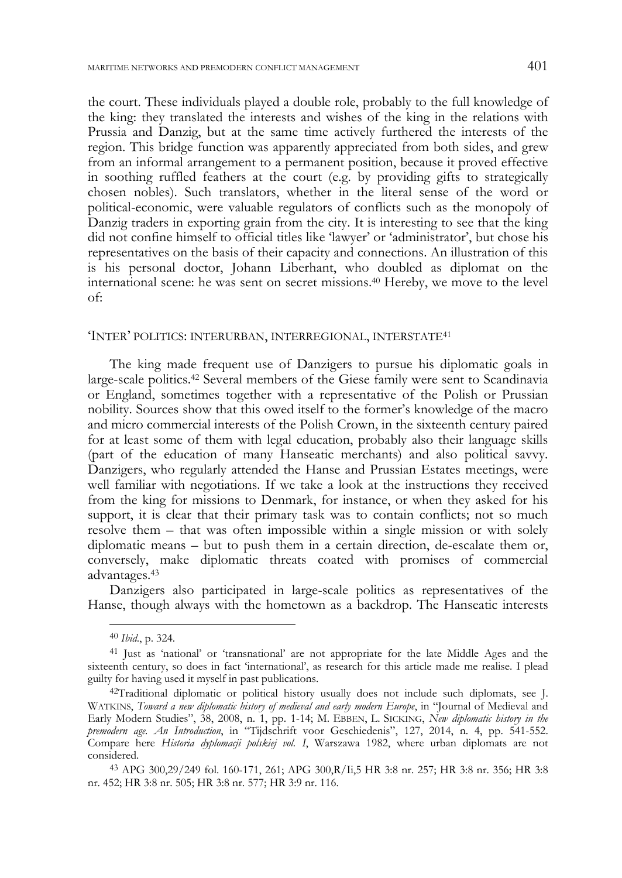the court. These individuals played a double role, probably to the full knowledge of the king: they translated the interests and wishes of the king in the relations with Prussia and Danzig, but at the same time actively furthered the interests of the region. This bridge function was apparently appreciated from both sides, and grew from an informal arrangement to a permanent position, because it proved effective in soothing ruffled feathers at the court (e.g. by providing gifts to strategically chosen nobles). Such translators, whether in the literal sense of the word or political-economic, were valuable regulators of conflicts such as the monopoly of Danzig traders in exporting grain from the city. It is interesting to see that the king did not confine himself to official titles like 'lawyer' or 'administrator', but chose his representatives on the basis of their capacity and connections. An illustration of this is his personal doctor, Johann Liberhant, who doubled as diplomat on the international scene: he was sent on secret missions.[40] Hereby, we move to the level of:

## 'INTER' POLITICS: INTERURBAN, INTERREGIONAL, INTERSTATE[41]

The king made frequent use of Danzigers to pursue his diplomatic goals in large-scale politics.[42] Several members of the Giese family were sent to Scandinavia or England, sometimes together with a representative of the Polish or Prussian nobility. Sources show that this owed itself to the former's knowledge of the macro and micro commercial interests of the Polish Crown, in the sixteenth century paired for at least some of them with legal education, probably also their language skills (part of the education of many Hanseatic merchants) and also political savvy. Danzigers, who regularly attended the Hanse and Prussian Estates meetings, were well familiar with negotiations. If we take a look at the instructions they received from the king for missions to Denmark, for instance, or when they asked for his support, it is clear that their primary task was to contain conflicts; not so much resolve them – that was often impossible within a single mission or with solely diplomatic means – but to push them in a certain direction, de-escalate them or, conversely, make diplomatic threats coated with promises of commercial advantages.[43]

Danzigers also participated in large-scale politics as representatives of the Hanse, though always with the hometown as a backdrop. The Hanseatic interests

---

[40] *Ibid.*, p. 324.

[41] Just as 'national' or 'transnational' are not appropriate for the late Middle Ages and the sixteenth century, so does in fact 'international', as research for this article made me realise. I plead guilty for having used it myself in past publications.

[42] Traditional diplomatic or political history usually does not include such diplomats, see J. WATKINS, *Toward a new diplomatic history of medieval and early modern Europe*, in "Journal of Medieval and Early Modern Studies", 38, 2008, n. 1, pp. 1-14; M. EBBEN, L. SICKING, *New diplomatic history in the premodern age. An Introduction*, in "Tijdschrift voor Geschiedenis", 127, 2014, n. 4, pp. 541-552. Compare here *Historia dyplomacji polskiej vol. I*, Warszawa 1982, where urban diplomats are not considered.

[43] APG 300,29/249 fol. 160-171, 261; APG 300,R/Ii,5 HR 3:8 nr. 257; HR 3:8 nr. 356; HR 3:8 nr. 452; HR 3:8 nr. 505; HR 3:8 nr. 577; HR 3:9 nr. 116.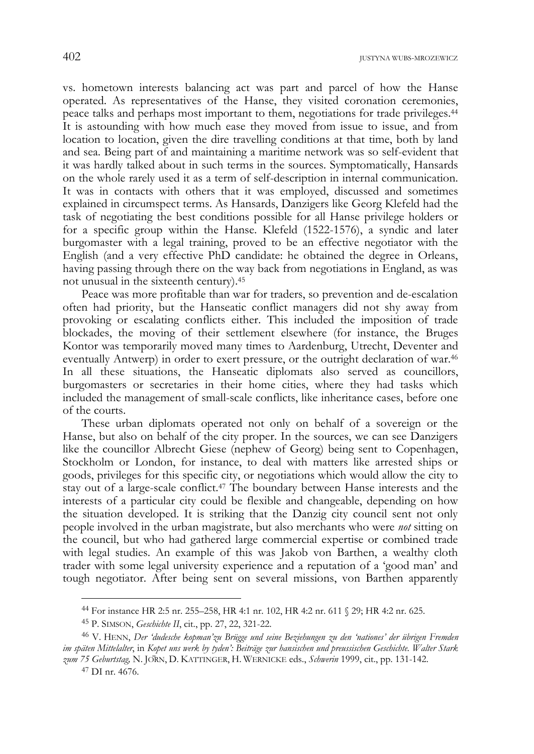vs. hometown interests balancing act was part and parcel of how the Hanse operated. As representatives of the Hanse, they visited coronation ceremonies, peace talks and perhaps most important to them, negotiations for trade privileges.[44] It is astounding with how much ease they moved from issue to issue, and from location to location, given the dire travelling conditions at that time, both by land and sea. Being part of and maintaining a maritime network was so self-evident that it was hardly talked about in such terms in the sources. Symptomatically, Hansards on the whole rarely used it as a term of self-description in internal communication. It was in contacts with others that it was employed, discussed and sometimes explained in circumspect terms. As Hansards, Danzigers like Georg Klefeld had the task of negotiating the best conditions possible for all Hanse privilege holders or for a specific group within the Hanse. Klefeld (1522-1576), a syndic and later burgomaster with a legal training, proved to be an effective negotiator with the English (and a very effective PhD candidate: he obtained the degree in Orleans, having passing through there on the way back from negotiations in England, as was not unusual in the sixteenth century).[45]

Peace was more profitable than war for traders, so prevention and de-escalation often had priority, but the Hanseatic conflict managers did not shy away from provoking or escalating conflicts either. This included the imposition of trade blockades, the moving of their settlement elsewhere (for instance, the Bruges Kontor was temporarily moved many times to Aardenburg, Utrecht, Deventer and eventually Antwerp) in order to exert pressure, or the outright declaration of war.[46] In all these situations, the Hanseatic diplomats also served as councillors, burgomasters or secretaries in their home cities, where they had tasks which included the management of small-scale conflicts, like inheritance cases, before one of the courts.

These urban diplomats operated not only on behalf of a sovereign or the Hanse, but also on behalf of the city proper. In the sources, we can see Danzigers like the councillor Albrecht Giese (nephew of Georg) being sent to Copenhagen, Stockholm or London, for instance, to deal with matters like arrested ships or goods, privileges for this specific city, or negotiations which would allow the city to stay out of a large-scale conflict.[47] The boundary between Hanse interests and the interests of a particular city could be flexible and changeable, depending on how the situation developed. It is striking that the Danzig city council sent not only people involved in the urban magistrate, but also merchants who were *not* sitting on the council, but who had gathered large commercial expertise or combined trade with legal studies. An example of this was Jakob von Barthen, a wealthy cloth trader with some legal university experience and a reputation of a 'good man' and tough negotiator. After being sent on several missions, von Barthen apparently

---

[44] For instance HR 2:5 nr. 255–258, HR 4:1 nr. 102, HR 4:2 nr. 611 § 29; HR 4:2 nr. 625.

[45] P. SIMSON, *Geschichte II*, cit., pp. 27, 22, 321-22.

[46] V. HENN, *Der 'dudesche kopman'zu Brügge und seine Beziehungen zu den 'nationes' der übrigen Fremden im späten Mittelalter*, in *Kopet uns werk by tyden': Beiträge zur hansischen und preussischen Geschichte. Walter Stark zum 75 Geburtstag,* N. JÖRN, D. KATTINGER, H. WERNICKE eds., *Schwerin* 1999, cit., pp. 131-142.

[47] DI nr. 4676.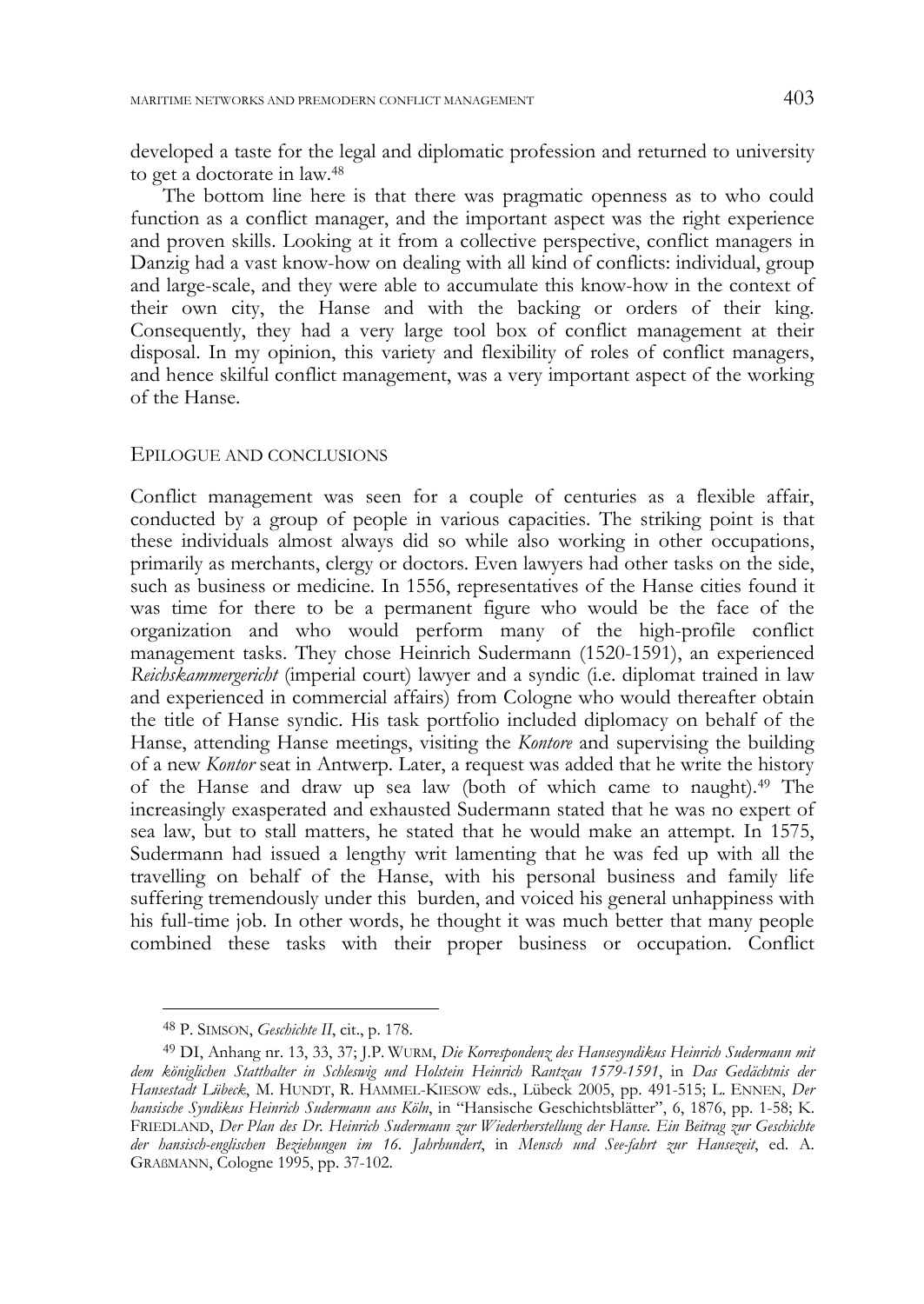developed a taste for the legal and diplomatic profession and returned to university to get a doctorate in law.[48]

The bottom line here is that there was pragmatic openness as to who could function as a conflict manager, and the important aspect was the right experience and proven skills. Looking at it from a collective perspective, conflict managers in Danzig had a vast know-how on dealing with all kind of conflicts: individual, group and large-scale, and they were able to accumulate this know-how in the context of their own city, the Hanse and with the backing or orders of their king. Consequently, they had a very large tool box of conflict management at their disposal. In my opinion, this variety and flexibility of roles of conflict managers, and hence skilful conflict management, was a very important aspect of the working of the Hanse.

## EPILOGUE AND CONCLUSIONS

Conflict management was seen for a couple of centuries as a flexible affair, conducted by a group of people in various capacities. The striking point is that these individuals almost always did so while also working in other occupations, primarily as merchants, clergy or doctors. Even lawyers had other tasks on the side, such as business or medicine. In 1556, representatives of the Hanse cities found it was time for there to be a permanent figure who would be the face of the organization and who would perform many of the high-profile conflict management tasks. They chose Heinrich Sudermann (1520-1591), an experienced *Reichskammergericht* (imperial court) lawyer and a syndic (i.e. diplomat trained in law and experienced in commercial affairs) from Cologne who would thereafter obtain the title of Hanse syndic. His task portfolio included diplomacy on behalf of the Hanse, attending Hanse meetings, visiting the *Kontore* and supervising the building of a new *Kontor* seat in Antwerp. Later, a request was added that he write the history of the Hanse and draw up sea law (both of which came to naught).[49] The increasingly exasperated and exhausted Sudermann stated that he was no expert of sea law, but to stall matters, he stated that he would make an attempt. In 1575, Sudermann had issued a lengthy writ lamenting that he was fed up with all the travelling on behalf of the Hanse, with his personal business and family life suffering tremendously under this burden, and voiced his general unhappiness with his full-time job. In other words, he thought it was much better that many people combined these tasks with their proper business or occupation. Conflict

---

[48] P. SIMSON, *Geschichte II*, cit., p. 178.

[49] DI, Anhang nr. 13, 33, 37; J.P. WURM, *Die Korrespondenz des Hansesyndikus Heinrich Sudermann mit dem königlichen Statthalter in Schleswig und Holstein Heinrich Rantzau 1579-1591*, in *Das Gedächtnis der Hansestadt Lübeck*, M. HUNDT, R. HAMMEL-KIESOW eds., Lübeck 2005, pp. 491-515; L. ENNEN, *Der hansische Syndikus Heinrich Sudermann aus Köln*, in "Hansische Geschichtsblätter", 6, 1876, pp. 1-58; K. FRIEDLAND, *Der Plan des Dr. Heinrich Sudermann zur Wiederherstellung der Hanse. Ein Beitrag zur Geschichte der hansisch-englischen Beziehungen im 16. Jahrhundert*, in *Mensch und See-fahrt zur Hansezeit*, ed. A. GRAßMANN, Cologne 1995, pp. 37-102.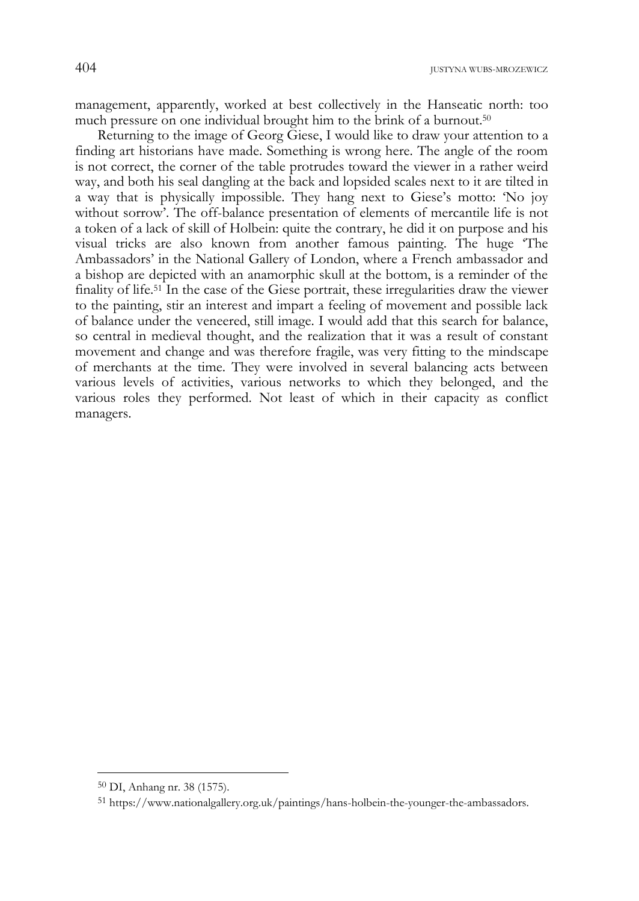management, apparently, worked at best collectively in the Hanseatic north: too much pressure on one individual brought him to the brink of a burnout.[50]

Returning to the image of Georg Giese, I would like to draw your attention to a finding art historians have made. Something is wrong here. The angle of the room is not correct, the corner of the table protrudes toward the viewer in a rather weird way, and both his seal dangling at the back and lopsided scales next to it are tilted in a way that is physically impossible. They hang next to Giese's motto: 'No joy without sorrow'. The off-balance presentation of elements of mercantile life is not a token of a lack of skill of Holbein: quite the contrary, he did it on purpose and his visual tricks are also known from another famous painting. The huge 'The Ambassadors' in the National Gallery of London, where a French ambassador and a bishop are depicted with an anamorphic skull at the bottom, is a reminder of the finality of life.[51] In the case of the Giese portrait, these irregularities draw the viewer to the painting, stir an interest and impart a feeling of movement and possible lack of balance under the veneered, still image. I would add that this search for balance, so central in medieval thought, and the realization that it was a result of constant movement and change and was therefore fragile, was very fitting to the mindscape of merchants at the time. They were involved in several balancing acts between various levels of activities, various networks to which they belonged, and the various roles they performed. Not least of which in their capacity as conflict managers.

---

[50] DI, Anhang nr. 38 (1575).

[51] https://www.nationalgallery.org.uk/paintings/hans-holbein-the-younger-the-ambassadors.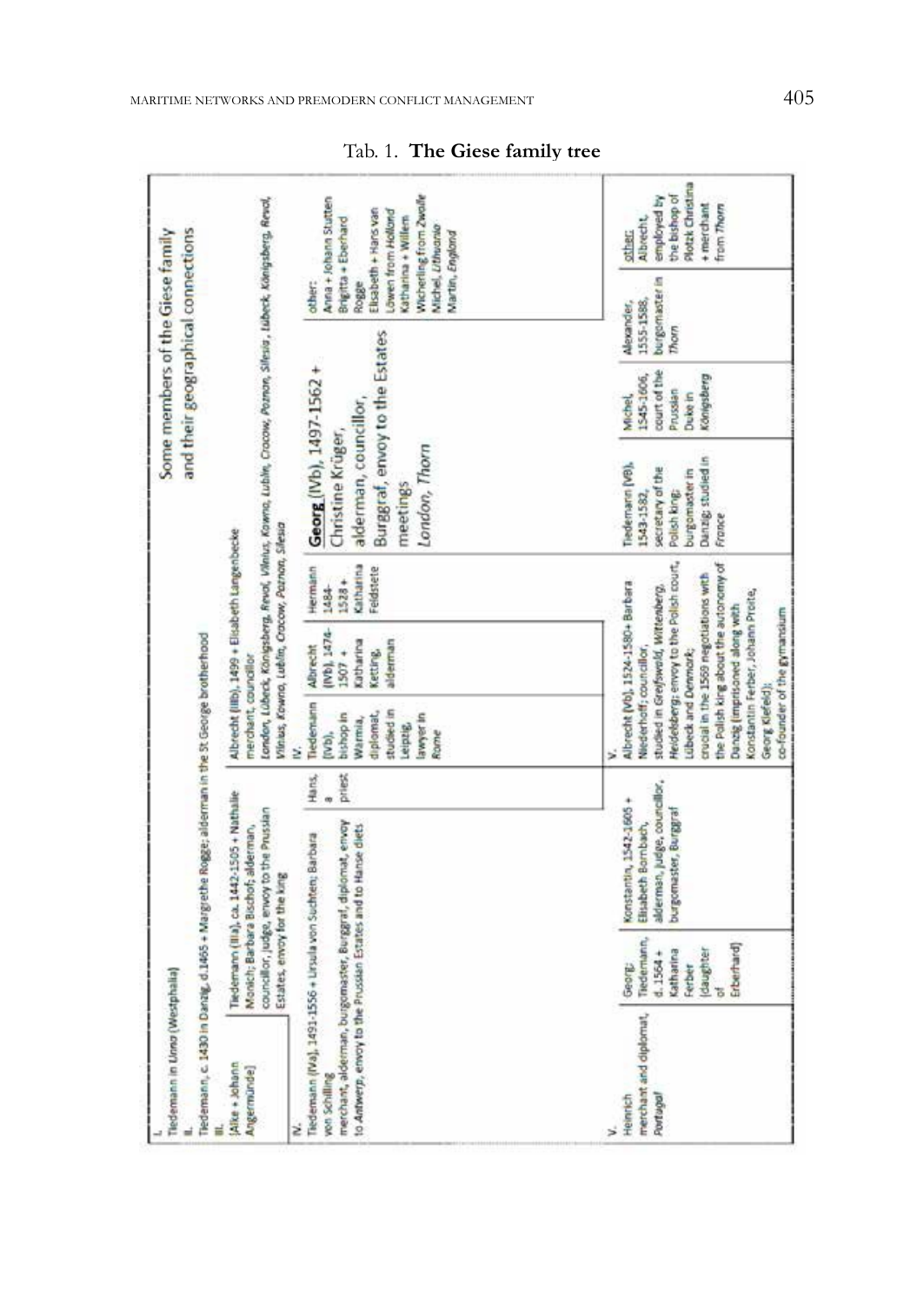Tab. 1. **The Giese family tree**

Some members of the Giese family and their geographical connections

I.
Tiedemann in Unna (Westphalia)

II.
Tiedemann, c. 1430 in Danzig, d.1465 + Margrethe Rogge; alderman in the St George brotherhood

III.

| | | |
|---|---|---|
| (Alke + Johann Angermünde) | Tiedemann (IIIa), ca. 1442-1505 + Nathalie Monich; Barbara Bischof; alderman, councillor, judge, envoy to the Prussian Estates, envoy for the king | Albrecht (IIIb), 1499 + Elisabeth Langenbecke merchant, councillor<br>*London, Lübeck, Königsberg, Reval, Vilnius, Kowno, Lublin, Cracow, Poznan, Silesia* |

*London, Lübeck, Königsberg, Reval, Vilnius, Kowno, Lublin, Cracow, Poznan, Silesia, Lübeck, Königsberg, Reval,*

IV.

| | | | | | | |
|---|---|---|---|---|---|---|
| Tiedemann (IVa), 1491-1556 + Ursula von Suchten; Barbara von Schilling<br>merchant, alderman, burgomaster, Burggraf, diplomat, envoy to *Antwerp*, envoy to the Prussian Estates and to Hanse diets | Hans, a priest | Tiedemann (IVb), bishop in Warmia, diplomat, studied in Leipzig, lawyer in Rome | Albrecht (IVb), 1474-1507 + Katharina Ketting, alderman | Hermann 1484-1528 + Katharina Feldstete | **Georg** (IVb), 1497-1562 + Christine Krüger, alderman, councillor, Burggraf, envoy to the Estates meetings<br>*London, Thorn* | other:<br>Anna + Johann Stutten<br>Brigitta + Eberhard Rogge<br>Elisabeth + Hans van Löwen from *Holland*<br>Katharina + Willem Wicherling from *Zwolle*<br>Michel, *Lithuania*<br>Martin, *England* |

V.

| | | | | | | | |
|---|---|---|---|---|---|---|---|
| Heinrich merchant and diplomat, *Portugal* | Georg; Tiedemann, d. 1564 + Katharina Ferber (daughter of Erberhard) | Konstantin, 1542-1605 + Elisabeth Bombach, alderman, judge, councillor, burgomaster, Burggraf | Albrecht (Vb), 1524-1580+ Barbara Niederhoff; councillor, studied in *Greifswald, Wittenberg, Heidelberg*; envoy to the Polish court, *Lübeck* and *Denmark*; crucial in the 1569 negotiations with the Polish king about the autonomy of Danzig (imprisoned along with Konstantin Ferber, Johann Proite, Georg Kiefeld); co-founder of the gymnasium | Tiedemann (VB), 1543-1582, secretary of the Polish king; burgomaster in Danzig; studied in *France* | Michel, 1545-1606, court of the Prussian Duke in *Königsberg* | Alexander, 1555-1588, burgomaster in *Thorn* | other:<br>Albrecht, employed by the bishop of Plotzk Christina + merchant from *Thorn* |